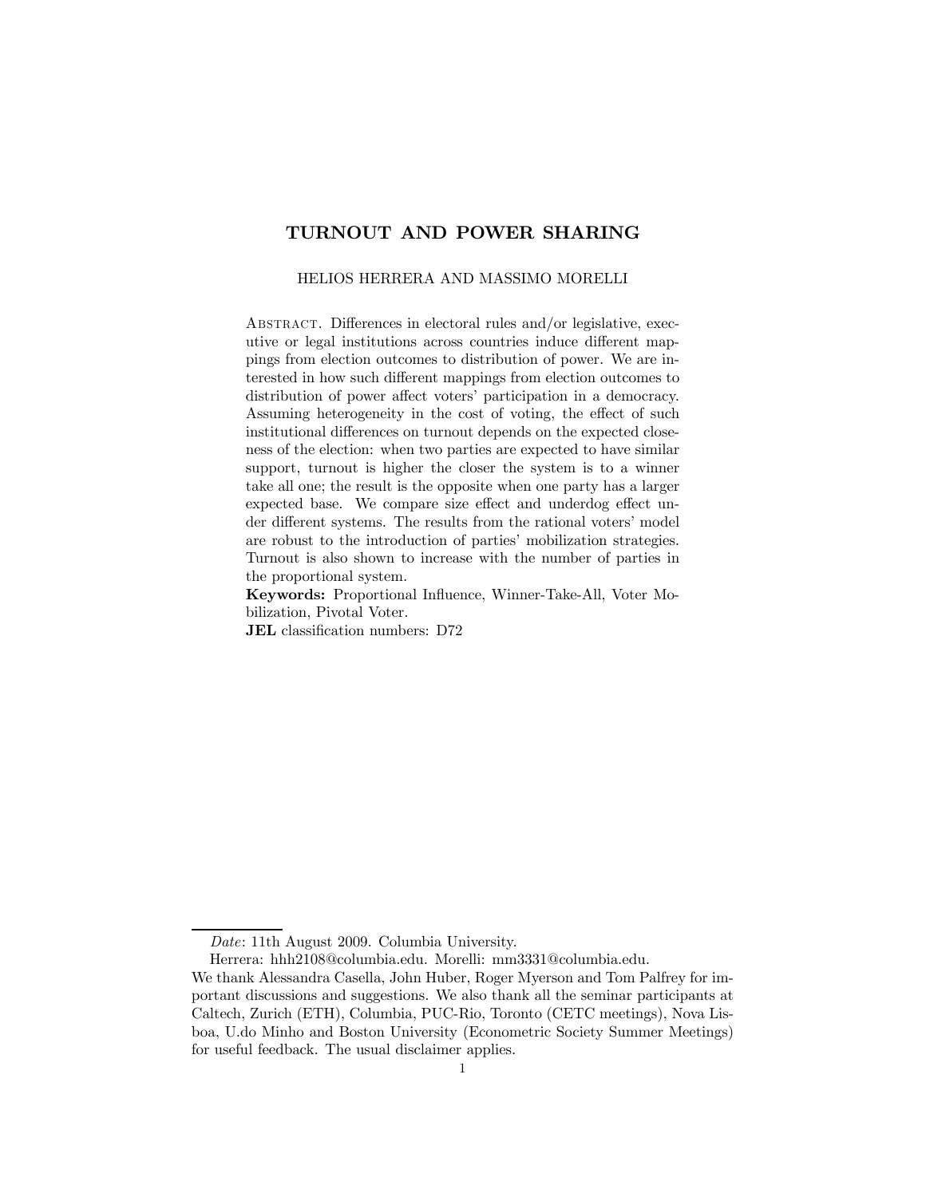# TURNOUT AND POWER SHARING

HELIOS HERRERA AND MASSIMO MORELLI

ABSTRACT. Differences in electoral rules and/or legislative, executive or legal institutions across countries induce different mappings from election outcomes to distribution of power. We are interested in how such different mappings from election outcomes to distribution of power affect voters' participation in a democracy. Assuming heterogeneity in the cost of voting, the effect of such institutional differences on turnout depends on the expected closeness of the election: when two parties are expected to have similar support, turnout is higher the closer the system is to a winner take all one; the result is the opposite when one party has a larger expected base. We compare size effect and underdog effect under different systems. The results from the rational voters' model are robust to the introduction of parties' mobilization strategies. Turnout is also shown to increase with the number of parties in the proportional system.

**Keywords:** Proportional Influence, Winner-Take-All, Voter Mobilization, Pivotal Voter.

**JEL** classification numbers: D72

---

*Date*: 11th August 2009. Columbia University.

Herrera: hhh2108@columbia.edu. Morelli: mm3331@columbia.edu.

We thank Alessandra Casella, John Huber, Roger Myerson and Tom Palfrey for important discussions and suggestions. We also thank all the seminar participants at Caltech, Zurich (ETH), Columbia, PUC-Rio, Toronto (CETC meetings), Nova Lisboa, U.do Minho and Boston University (Econometric Society Summer Meetings) for useful feedback. The usual disclaimer applies.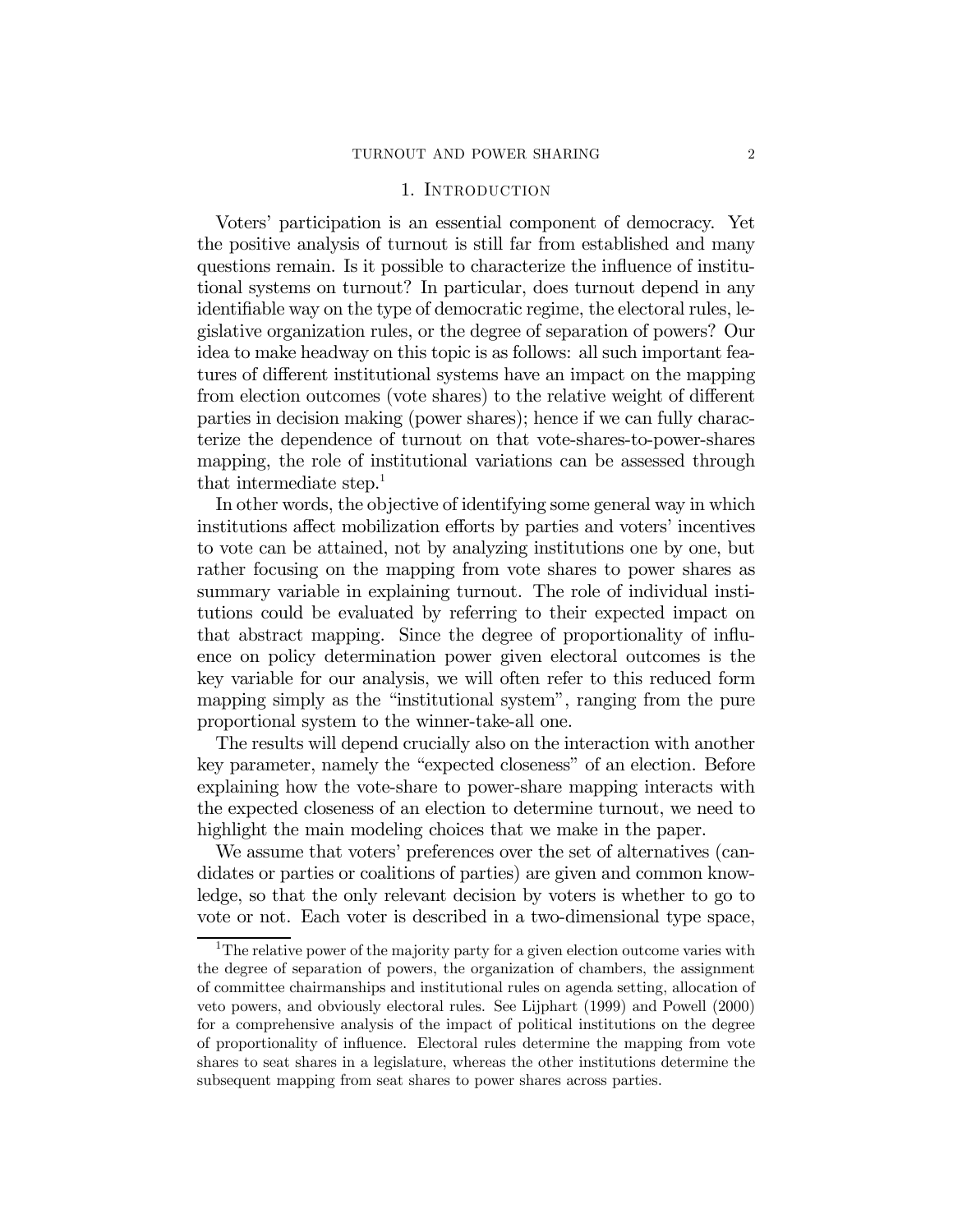# 1. Introduction

Voters' participation is an essential component of democracy. Yet the positive analysis of turnout is still far from established and many questions remain. Is it possible to characterize the influence of institutional systems on turnout? In particular, does turnout depend in any identifiable way on the type of democratic regime, the electoral rules, legislative organization rules, or the degree of separation of powers? Our idea to make headway on this topic is as follows: all such important features of different institutional systems have an impact on the mapping from election outcomes (vote shares) to the relative weight of different parties in decision making (power shares); hence if we can fully characterize the dependence of turnout on that vote-shares-to-power-shares mapping, the role of institutional variations can be assessed through that intermediate step.[1]

In other words, the objective of identifying some general way in which institutions affect mobilization efforts by parties and voters' incentives to vote can be attained, not by analyzing institutions one by one, but rather focusing on the mapping from vote shares to power shares as summary variable in explaining turnout. The role of individual institutions could be evaluated by referring to their expected impact on that abstract mapping. Since the degree of proportionality of influence on policy determination power given electoral outcomes is the key variable for our analysis, we will often refer to this reduced form mapping simply as the "institutional system", ranging from the pure proportional system to the winner-take-all one.

The results will depend crucially also on the interaction with another key parameter, namely the "expected closeness" of an election. Before explaining how the vote-share to power-share mapping interacts with the expected closeness of an election to determine turnout, we need to highlight the main modeling choices that we make in the paper.

We assume that voters' preferences over the set of alternatives (candidates or parties or coalitions of parties) are given and common knowledge, so that the only relevant decision by voters is whether to go to vote or not. Each voter is described in a two-dimensional type space,

[1] The relative power of the majority party for a given election outcome varies with the degree of separation of powers, the organization of chambers, the assignment of committee chairmanships and institutional rules on agenda setting, allocation of veto powers, and obviously electoral rules. See Lijphart (1999) and Powell (2000) for a comprehensive analysis of the impact of political institutions on the degree of proportionality of influence. Electoral rules determine the mapping from vote shares to seat shares in a legislature, whereas the other institutions determine the subsequent mapping from seat shares to power shares across parties.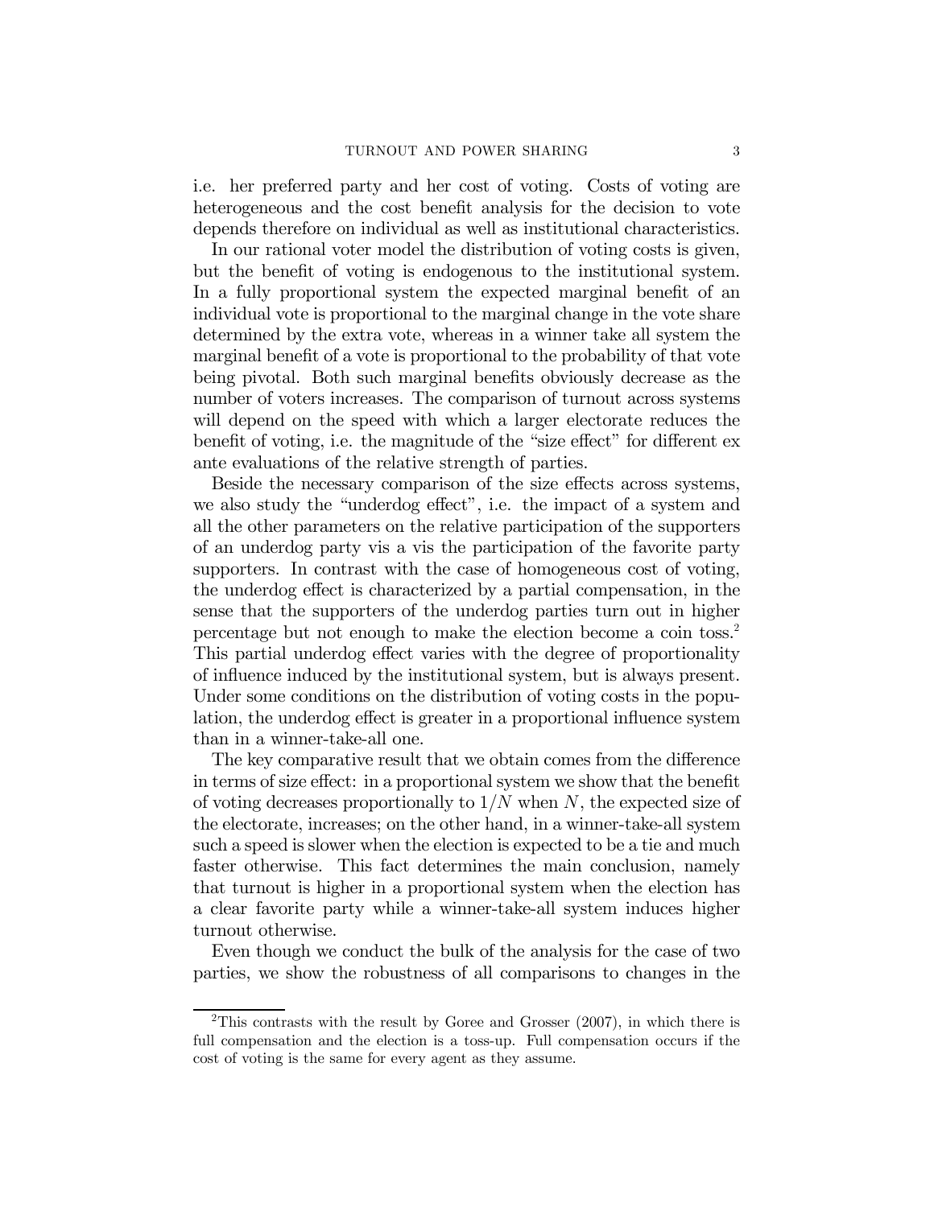i.e. her preferred party and her cost of voting. Costs of voting are heterogeneous and the cost benefit analysis for the decision to vote depends therefore on individual as well as institutional characteristics.

In our rational voter model the distribution of voting costs is given, but the benefit of voting is endogenous to the institutional system. In a fully proportional system the expected marginal benefit of an individual vote is proportional to the marginal change in the vote share determined by the extra vote, whereas in a winner take all system the marginal benefit of a vote is proportional to the probability of that vote being pivotal. Both such marginal benefits obviously decrease as the number of voters increases. The comparison of turnout across systems will depend on the speed with which a larger electorate reduces the benefit of voting, i.e. the magnitude of the "size effect" for different ex ante evaluations of the relative strength of parties.

Beside the necessary comparison of the size effects across systems, we also study the "underdog effect", i.e. the impact of a system and all the other parameters on the relative participation of the supporters of an underdog party vis a vis the participation of the favorite party supporters. In contrast with the case of homogeneous cost of voting, the underdog effect is characterized by a partial compensation, in the sense that the supporters of the underdog parties turn out in higher percentage but not enough to make the election become a coin toss.[2] This partial underdog effect varies with the degree of proportionality of influence induced by the institutional system, but is always present. Under some conditions on the distribution of voting costs in the population, the underdog effect is greater in a proportional influence system than in a winner-take-all one.

The key comparative result that we obtain comes from the difference in terms of size effect: in a proportional system we show that the benefit of voting decreases proportionally to $1/N$ when $N$, the expected size of the electorate, increases; on the other hand, in a winner-take-all system such a speed is slower when the election is expected to be a tie and much faster otherwise. This fact determines the main conclusion, namely that turnout is higher in a proportional system when the election has a clear favorite party while a winner-take-all system induces higher turnout otherwise.

Even though we conduct the bulk of the analysis for the case of two parties, we show the robustness of all comparisons to changes in the

[2] This contrasts with the result by Goree and Grosser (2007), in which there is full compensation and the election is a toss-up. Full compensation occurs if the cost of voting is the same for every agent as they assume.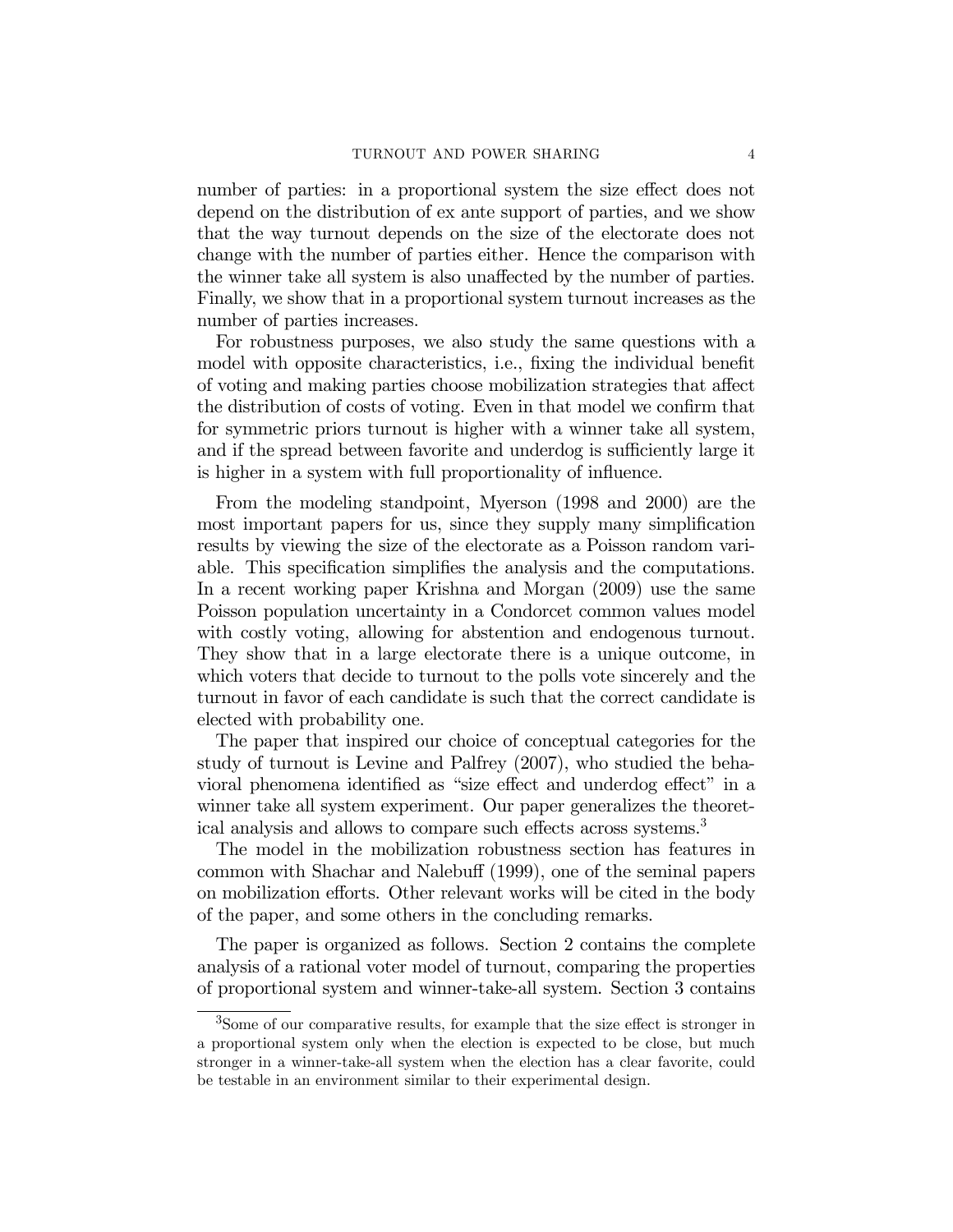number of parties: in a proportional system the size effect does not depend on the distribution of ex ante support of parties, and we show that the way turnout depends on the size of the electorate does not change with the number of parties either. Hence the comparison with the winner take all system is also unaffected by the number of parties. Finally, we show that in a proportional system turnout increases as the number of parties increases.

For robustness purposes, we also study the same questions with a model with opposite characteristics, i.e., fixing the individual benefit of voting and making parties choose mobilization strategies that affect the distribution of costs of voting. Even in that model we confirm that for symmetric priors turnout is higher with a winner take all system, and if the spread between favorite and underdog is sufficiently large it is higher in a system with full proportionality of influence.

From the modeling standpoint, Myerson (1998 and 2000) are the most important papers for us, since they supply many simplification results by viewing the size of the electorate as a Poisson random variable. This specification simplifies the analysis and the computations. In a recent working paper Krishna and Morgan (2009) use the same Poisson population uncertainty in a Condorcet common values model with costly voting, allowing for abstention and endogenous turnout. They show that in a large electorate there is a unique outcome, in which voters that decide to turnout to the polls vote sincerely and the turnout in favor of each candidate is such that the correct candidate is elected with probability one.

The paper that inspired our choice of conceptual categories for the study of turnout is Levine and Palfrey (2007), who studied the behavioral phenomena identified as "size effect and underdog effect" in a winner take all system experiment. Our paper generalizes the theoretical analysis and allows to compare such effects across systems.[3]

The model in the mobilization robustness section has features in common with Shachar and Nalebuff (1999), one of the seminal papers on mobilization efforts. Other relevant works will be cited in the body of the paper, and some others in the concluding remarks.

The paper is organized as follows. Section 2 contains the complete analysis of a rational voter model of turnout, comparing the properties of proportional system and winner-take-all system. Section 3 contains

[3]Some of our comparative results, for example that the size effect is stronger in a proportional system only when the election is expected to be close, but much stronger in a winner-take-all system when the election has a clear favorite, could be testable in an environment similar to their experimental design.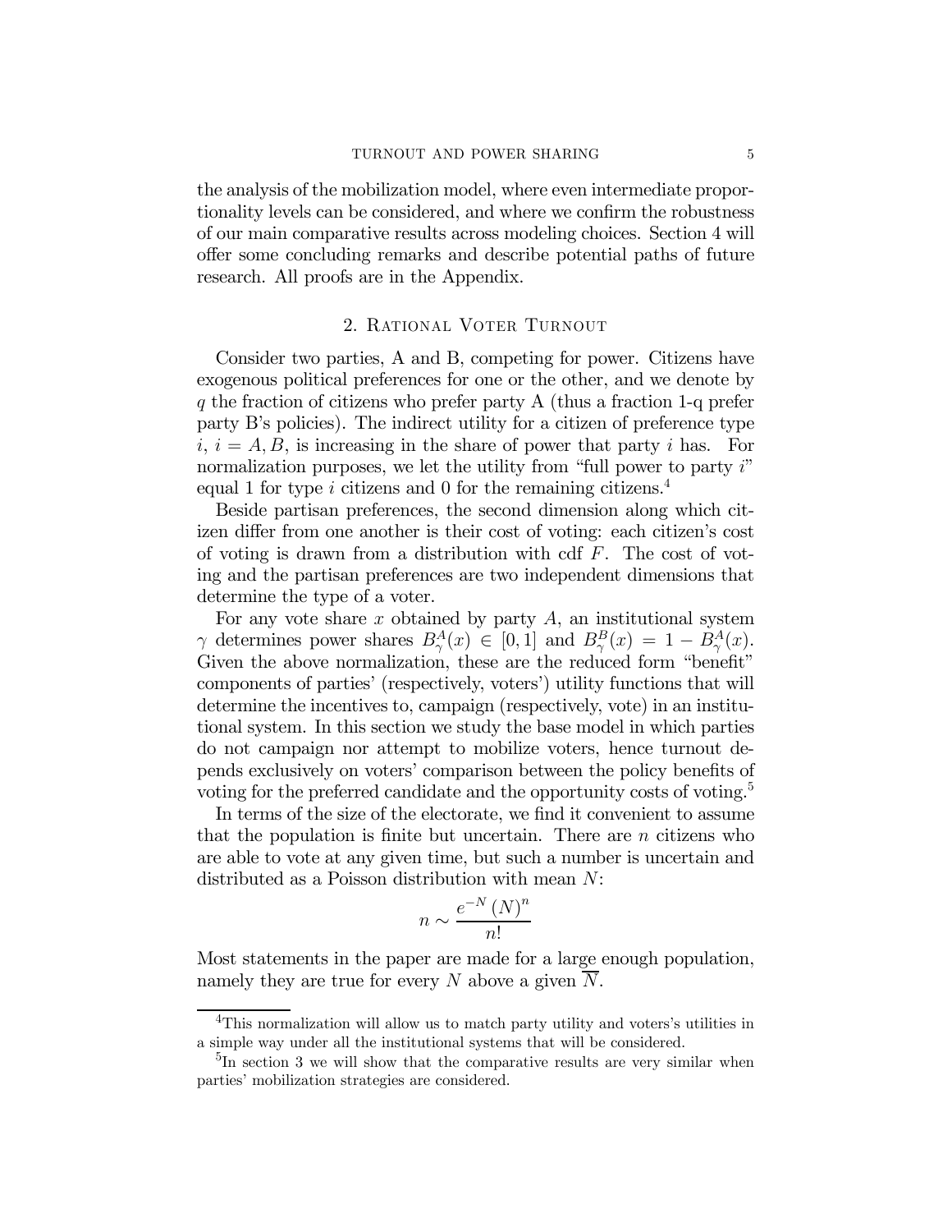the analysis of the mobilization model, where even intermediate proportionality levels can be considered, and where we confirm the robustness of our main comparative results across modeling choices. Section 4 will offer some concluding remarks and describe potential paths of future research. All proofs are in the Appendix.

## 2. Rational Voter Turnout

Consider two parties, A and B, competing for power. Citizens have exogenous political preferences for one or the other, and we denote by $q$ the fraction of citizens who prefer party A (thus a fraction 1-q prefer party B's policies). The indirect utility for a citizen of preference type $i$, $i = A, B$, is increasing in the share of power that party $i$ has. For normalization purposes, we let the utility from "full power to party $i$" equal 1 for type $i$ citizens and 0 for the remaining citizens.[4]

Beside partisan preferences, the second dimension along which citizen differ from one another is their cost of voting: each citizen's cost of voting is drawn from a distribution with cdf $F$. The cost of voting and the partisan preferences are two independent dimensions that determine the type of a voter.

For any vote share $x$ obtained by party $A$, an institutional system $\gamma$ determines power shares $B^A_\gamma(x) \in [0, 1]$ and $B^B_\gamma(x) = 1 - B^A_\gamma(x)$. Given the above normalization, these are the reduced form "benefit" components of parties' (respectively, voters') utility functions that will determine the incentives to, campaign (respectively, vote) in an institutional system. In this section we study the base model in which parties do not campaign nor attempt to mobilize voters, hence turnout depends exclusively on voters' comparison between the policy benefits of voting for the preferred candidate and the opportunity costs of voting.[5]

In terms of the size of the electorate, we find it convenient to assume that the population is finite but uncertain. There are $n$ citizens who are able to vote at any given time, but such a number is uncertain and distributed as a Poisson distribution with mean $N$:

$$n \sim \frac{e^{-N} (N)^n}{n!}$$

Most statements in the paper are made for a large enough population, namely they are true for every $N$ above a given $\overline{N}$.

[4] This normalization will allow us to match party utility and voters's utilities in a simple way under all the institutional systems that will be considered.

[5] In section 3 we will show that the comparative results are very similar when parties' mobilization strategies are considered.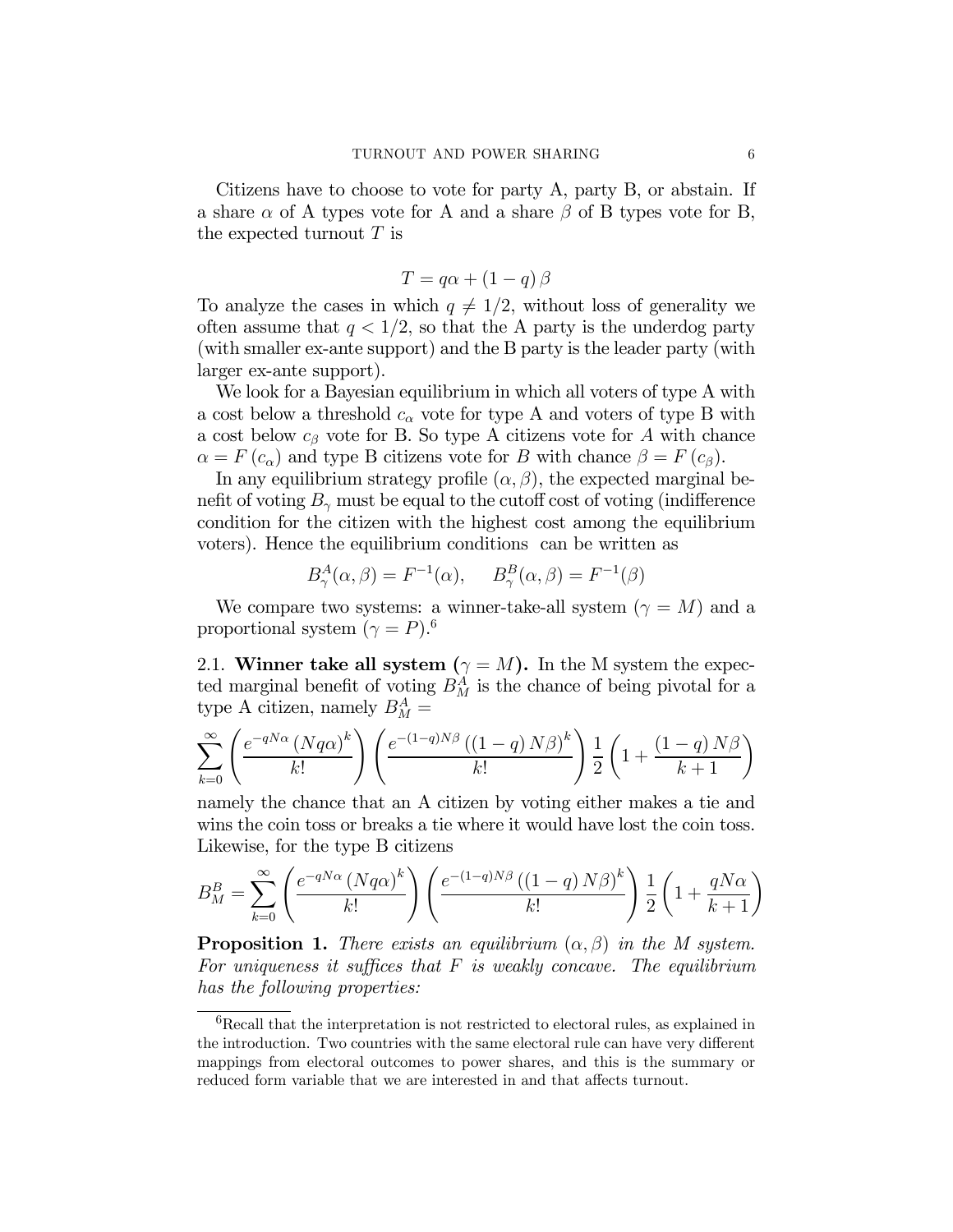Citizens have to choose to vote for party A, party B, or abstain. If a share $\alpha$ of A types vote for A and a share $\beta$ of B types vote for B, the expected turnout $T$ is

$$T = q\alpha + (1-q)\,\beta$$

To analyze the cases in which $q \neq 1/2$, without loss of generality we often assume that $q < 1/2$, so that the A party is the underdog party (with smaller ex-ante support) and the B party is the leader party (with larger ex-ante support).

We look for a Bayesian equilibrium in which all voters of type A with a cost below a threshold $c_\alpha$ vote for type A and voters of type B with a cost below $c_\beta$ vote for B. So type A citizens vote for $A$ with chance $\alpha = F(c_\alpha)$ and type B citizens vote for $B$ with chance $\beta = F(c_\beta)$.

In any equilibrium strategy profile $(\alpha, \beta)$, the expected marginal benefit of voting $B_\gamma$ must be equal to the cutoff cost of voting (indifference condition for the citizen with the highest cost among the equilibrium voters). Hence the equilibrium conditions can be written as

$$B^A_\gamma(\alpha,\beta) = F^{-1}(\alpha), \quad B^B_\gamma(\alpha,\beta) = F^{-1}(\beta)$$

We compare two systems: a winner-take-all system ($\gamma = M$) and a proportional system ($\gamma = P$).[6]

### 2.1. Winner take all system ($\gamma = M$).

In the M system the expected marginal benefit of voting $B^A_M$ is the chance of being pivotal for a type A citizen, namely $B^A_M =$

$$\sum_{k=0}^{\infty}\left(\frac{e^{-qN\alpha}\left(Nq\alpha\right)^k}{k!}\right)\left(\frac{e^{-(1-q)N\beta}\left((1-q)\,N\beta\right)^k}{k!}\right)\frac{1}{2}\left(1+\frac{(1-q)\,N\beta}{k+1}\right)$$

namely the chance that an A citizen by voting either makes a tie and wins the coin toss or breaks a tie where it would have lost the coin toss. Likewise, for the type B citizens

$$B^B_M = \sum_{k=0}^{\infty}\left(\frac{e^{-qN\alpha}\left(Nq\alpha\right)^k}{k!}\right)\left(\frac{e^{-(1-q)N\beta}\left((1-q)\,N\beta\right)^k}{k!}\right)\frac{1}{2}\left(1+\frac{qN\alpha}{k+1}\right)$$

**Proposition 1.** *There exists an equilibrium $(\alpha, \beta)$ in the M system. For uniqueness it suffices that $F$ is weakly concave. The equilibrium has the following properties:*

[6] Recall that the interpretation is not restricted to electoral rules, as explained in the introduction. Two countries with the same electoral rule can have very different mappings from electoral outcomes to power shares, and this is the summary or reduced form variable that we are interested in and that affects turnout.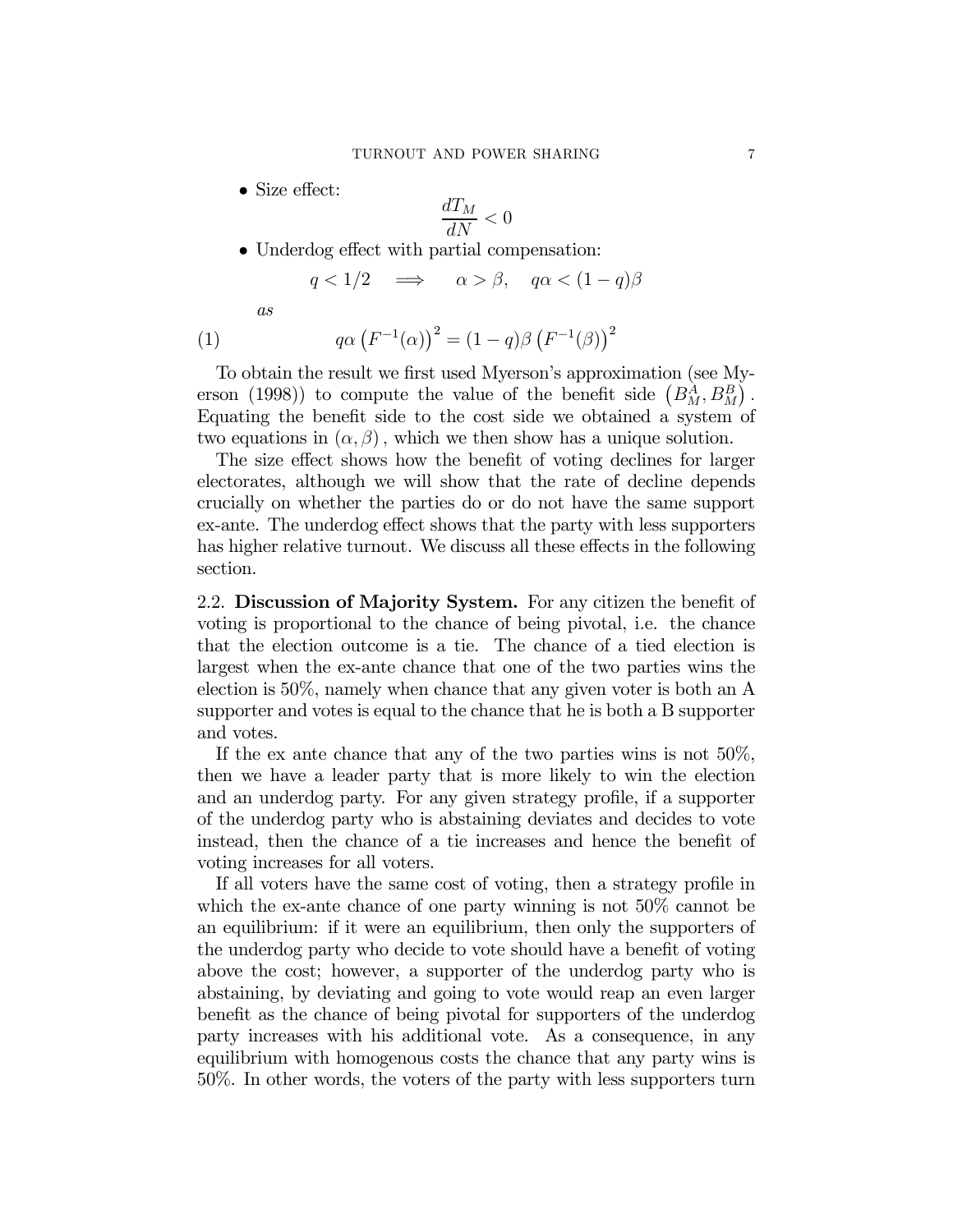- Size effect:

$$\frac{dT_M}{dN} < 0$$

- Underdog effect with partial compensation:

$$q < 1/2 \quad \Longrightarrow \quad \alpha > \beta, \quad q\alpha < (1-q)\beta$$

*as*

$$q\alpha \left(F^{-1}(\alpha)\right)^2 = (1-q)\beta \left(F^{-1}(\beta)\right)^2 \tag{1}$$

To obtain the result we first used Myerson's approximation (see Myerson (1998)) to compute the value of the benefit side $\left(B_M^A, B_M^B\right)$. Equating the benefit side to the cost side we obtained a system of two equations in $(\alpha, \beta)$, which we then show has a unique solution.

The size effect shows how the benefit of voting declines for larger electorates, although we will show that the rate of decline depends crucially on whether the parties do or do not have the same support ex-ante. The underdog effect shows that the party with less supporters has higher relative turnout. We discuss all these effects in the following section.

### 2.2. Discussion of Majority System.

For any citizen the benefit of voting is proportional to the chance of being pivotal, i.e. the chance that the election outcome is a tie. The chance of a tied election is largest when the ex-ante chance that one of the two parties wins the election is 50%, namely when chance that any given voter is both an A supporter and votes is equal to the chance that he is both a B supporter and votes.

If the ex ante chance that any of the two parties wins is not 50%, then we have a leader party that is more likely to win the election and an underdog party. For any given strategy profile, if a supporter of the underdog party who is abstaining deviates and decides to vote instead, then the chance of a tie increases and hence the benefit of voting increases for all voters.

If all voters have the same cost of voting, then a strategy profile in which the ex-ante chance of one party winning is not 50% cannot be an equilibrium: if it were an equilibrium, then only the supporters of the underdog party who decide to vote should have a benefit of voting above the cost; however, a supporter of the underdog party who is abstaining, by deviating and going to vote would reap an even larger benefit as the chance of being pivotal for supporters of the underdog party increases with his additional vote. As a consequence, in any equilibrium with homogenous costs the chance that any party wins is 50%. In other words, the voters of the party with less supporters turn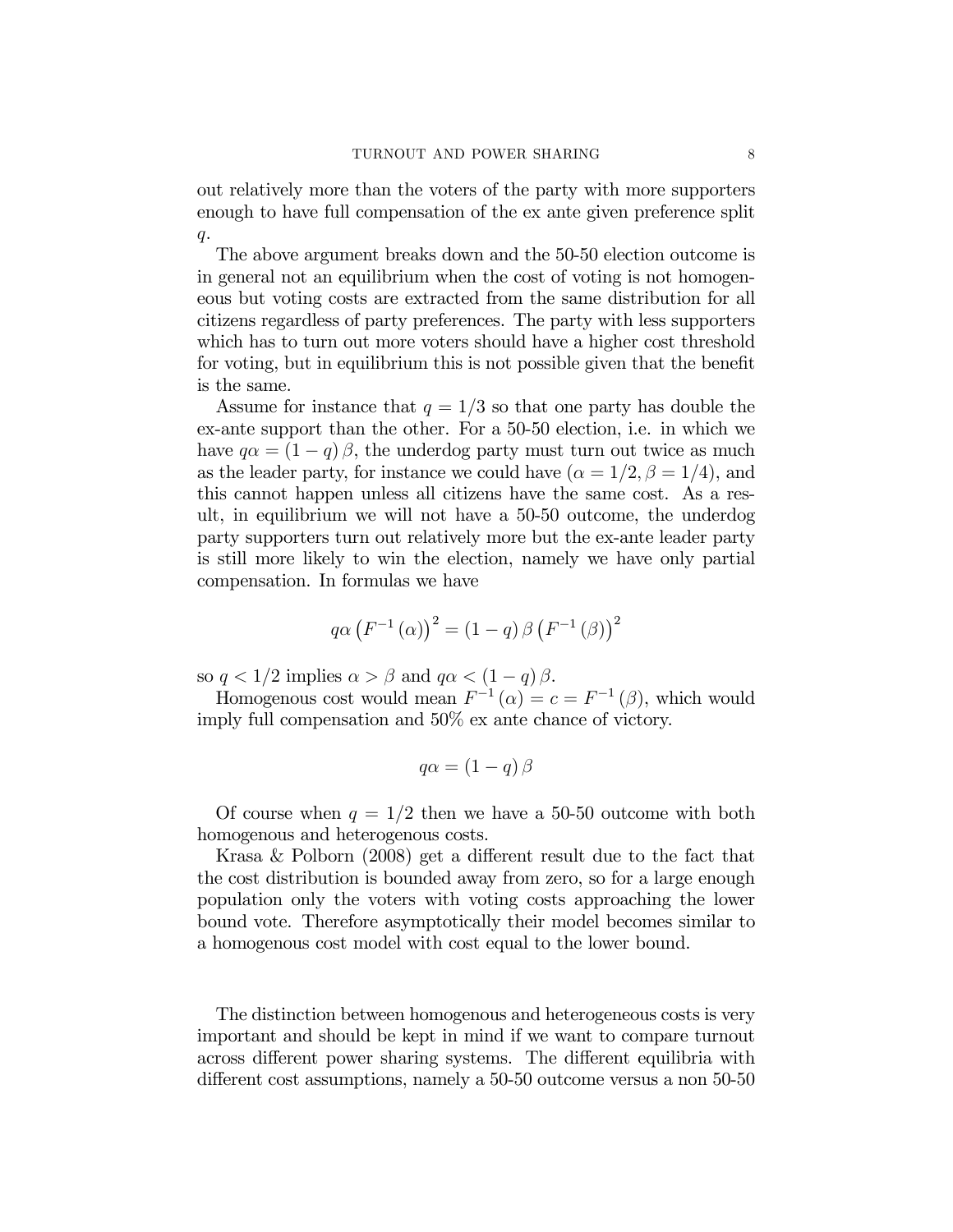out relatively more than the voters of the party with more supporters enough to have full compensation of the ex ante given preference split $q$.

The above argument breaks down and the 50-50 election outcome is in general not an equilibrium when the cost of voting is not homogeneous but voting costs are extracted from the same distribution for all citizens regardless of party preferences. The party with less supporters which has to turn out more voters should have a higher cost threshold for voting, but in equilibrium this is not possible given that the benefit is the same.

Assume for instance that $q = 1/3$ so that one party has double the ex-ante support than the other. For a 50-50 election, i.e. in which we have $q\alpha = (1-q)\beta$, the underdog party must turn out twice as much as the leader party, for instance we could have $(\alpha = 1/2, \beta = 1/4)$, and this cannot happen unless all citizens have the same cost. As a result, in equilibrium we will not have a 50-50 outcome, the underdog party supporters turn out relatively more but the ex-ante leader party is still more likely to win the election, namely we have only partial compensation. In formulas we have

$$q\alpha \left(F^{-1}(\alpha)\right)^2 = (1-q)\beta \left(F^{-1}(\beta)\right)^2$$

so $q < 1/2$ implies $\alpha > \beta$ and $q\alpha < (1-q)\beta$.

Homogenous cost would mean $F^{-1}(\alpha) = c = F^{-1}(\beta)$, which would imply full compensation and 50% ex ante chance of victory.

$$q\alpha = (1-q)\beta$$

Of course when $q = 1/2$ then we have a 50-50 outcome with both homogenous and heterogenous costs.

Krasa & Polborn (2008) get a different result due to the fact that the cost distribution is bounded away from zero, so for a large enough population only the voters with voting costs approaching the lower bound vote. Therefore asymptotically their model becomes similar to a homogenous cost model with cost equal to the lower bound.

The distinction between homogenous and heterogeneous costs is very important and should be kept in mind if we want to compare turnout across different power sharing systems. The different equilibria with different cost assumptions, namely a 50-50 outcome versus a non 50-50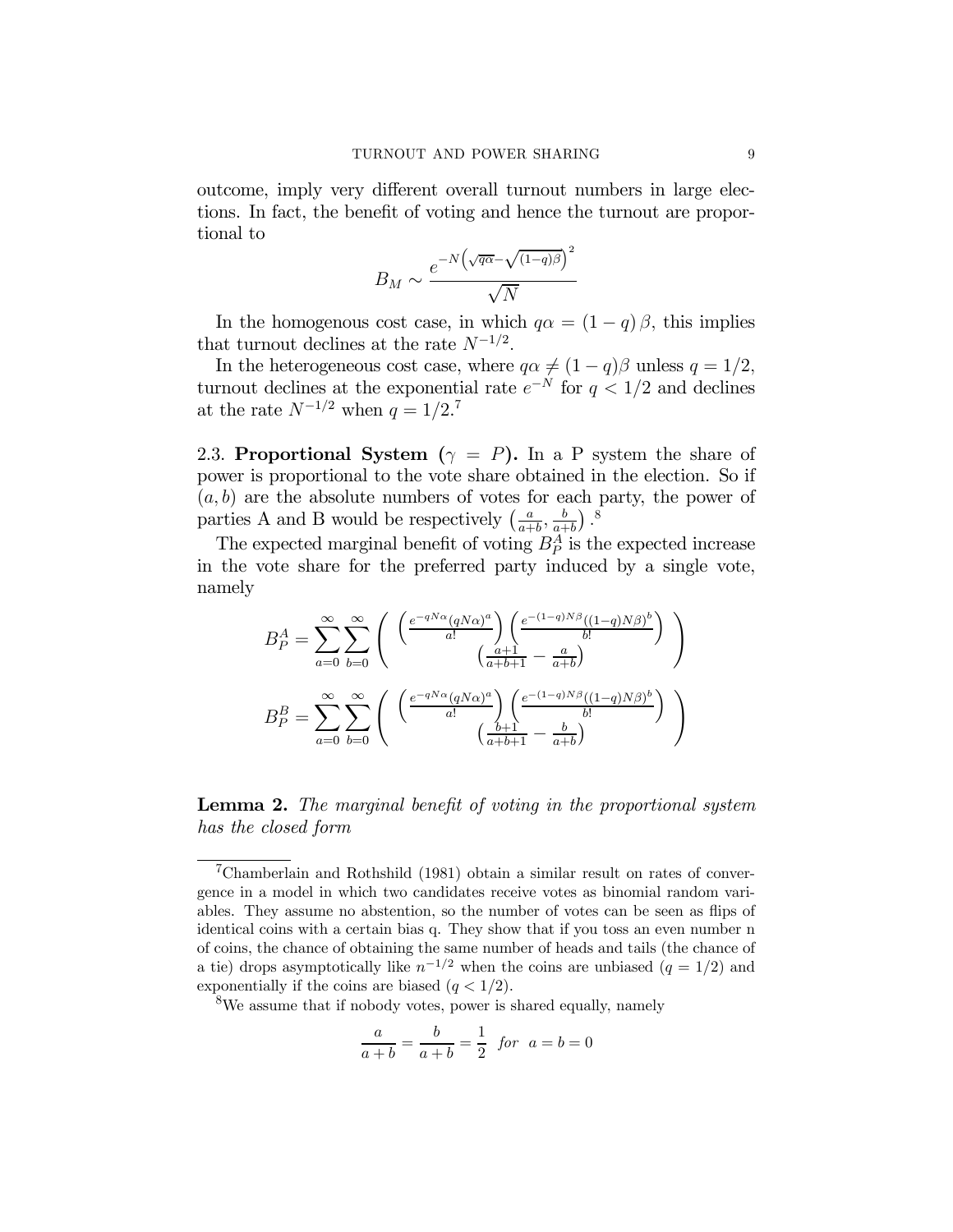outcome, imply very different overall turnout numbers in large elections. In fact, the benefit of voting and hence the turnout are proportional to

$$B_M \sim \frac{e^{-N\left(\sqrt{q\alpha}-\sqrt{(1-q)\beta}\right)^2}}{\sqrt{N}}$$

In the homogenous cost case, in which $q\alpha = (1-q)\beta$, this implies that turnout declines at the rate $N^{-1/2}$.

In the heterogeneous cost case, where $q\alpha \neq (1-q)\beta$ unless $q = 1/2$, turnout declines at the exponential rate $e^{-N}$ for $q < 1/2$ and declines at the rate $N^{-1/2}$ when $q = 1/2$.[7]

2.3. **Proportional System ($\gamma = P$).** In a P system the share of power is proportional to the vote share obtained in the election. So if $(a, b)$ are the absolute numbers of votes for each party, the power of parties A and B would be respectively $\left(\frac{a}{a+b}, \frac{b}{a+b}\right)$.[8]

The expected marginal benefit of voting $B_P^A$ is the expected increase in the vote share for the preferred party induced by a single vote, namely

$$B_P^A = \sum_{a=0}^{\infty}\sum_{b=0}^{\infty}\left( \frac{\left(\frac{e^{-qN\alpha}(qN\alpha)^a}{a!}\right)\left(\frac{e^{-(1-q)N\beta}((1-q)N\beta)^b}{b!}\right)}{\left(\frac{a+1}{a+b+1}-\frac{a}{a+b}\right)} \right)$$

$$B_P^B = \sum_{a=0}^{\infty}\sum_{b=0}^{\infty}\left( \frac{\left(\frac{e^{-qN\alpha}(qN\alpha)^a}{a!}\right)\left(\frac{e^{-(1-q)N\beta}((1-q)N\beta)^b}{b!}\right)}{\left(\frac{b+1}{a+b+1}-\frac{b}{a+b}\right)} \right)$$

**Lemma 2.** *The marginal benefit of voting in the proportional system has the closed form*

---

[7] Chamberlain and Rothshild (1981) obtain a similar result on rates of convergence in a model in which two candidates receive votes as binomial random variables. They assume no abstention, so the number of votes can be seen as flips of identical coins with a certain bias q. They show that if you toss an even number n of coins, the chance of obtaining the same number of heads and tails (the chance of a tie) drops asymptotically like $n^{-1/2}$ when the coins are unbiased ($q = 1/2$) and exponentially if the coins are biased ($q < 1/2$).

[8] We assume that if nobody votes, power is shared equally, namely

$$\frac{a}{a+b} = \frac{b}{a+b} = \frac{1}{2} \quad for \quad a = b = 0$$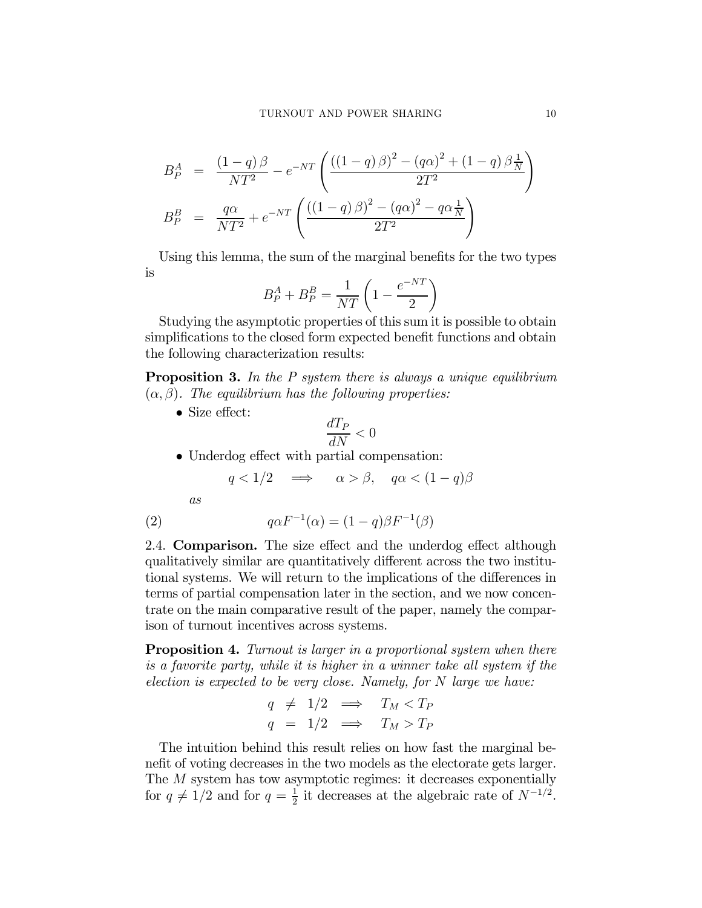$$
\begin{aligned}
B_P^A &= \frac{(1-q)\,\beta}{NT^2} - e^{-NT}\left(\frac{((1-q)\,\beta)^2 - (q\alpha)^2 + (1-q)\,\beta\frac{1}{N}}{2T^2}\right) \\
B_P^B &= \frac{q\alpha}{NT^2} + e^{-NT}\left(\frac{((1-q)\,\beta)^2 - (q\alpha)^2 - q\alpha\frac{1}{N}}{2T^2}\right)
\end{aligned}
$$

Using this lemma, the sum of the marginal benefits for the two types is

$$
B_P^A + B_P^B = \frac{1}{NT}\left(1 - \frac{e^{-NT}}{2}\right)
$$

Studying the asymptotic properties of this sum it is possible to obtain simplifications to the closed form expected benefit functions and obtain the following characterization results:

**Proposition 3.** *In the P system there is always a unique equilibrium $(\alpha, \beta)$. The equilibrium has the following properties:*

- Size effect:
$$
\frac{dT_P}{dN} < 0
$$
- Underdog effect with partial compensation:
$$
q < 1/2 \implies \alpha > \beta, \quad q\alpha < (1-q)\beta
$$
*as*

$$
q\alpha F^{-1}(\alpha) = (1-q)\beta F^{-1}(\beta) \tag{2}
$$

## 2.4. Comparison.

The size effect and the underdog effect although qualitatively similar are quantitatively different across the two institutional systems. We will return to the implications of the differences in terms of partial compensation later in the section, and we now concentrate on the main comparative result of the paper, namely the comparison of turnout incentives across systems.

**Proposition 4.** *Turnout is larger in a proportional system when there is a favorite party, while it is higher in a winner take all system if the election is expected to be very close. Namely, for $N$ large we have:*

$$
\begin{aligned}
q &\neq 1/2 \implies T_M < T_P \\
q &= 1/2 \implies T_M > T_P
\end{aligned}
$$

The intuition behind this result relies on how fast the marginal benefit of voting decreases in the two models as the electorate gets larger. The $M$ system has tow asymptotic regimes: it decreases exponentially for $q \neq 1/2$ and for $q = \frac{1}{2}$ it decreases at the algebraic rate of $N^{-1/2}$.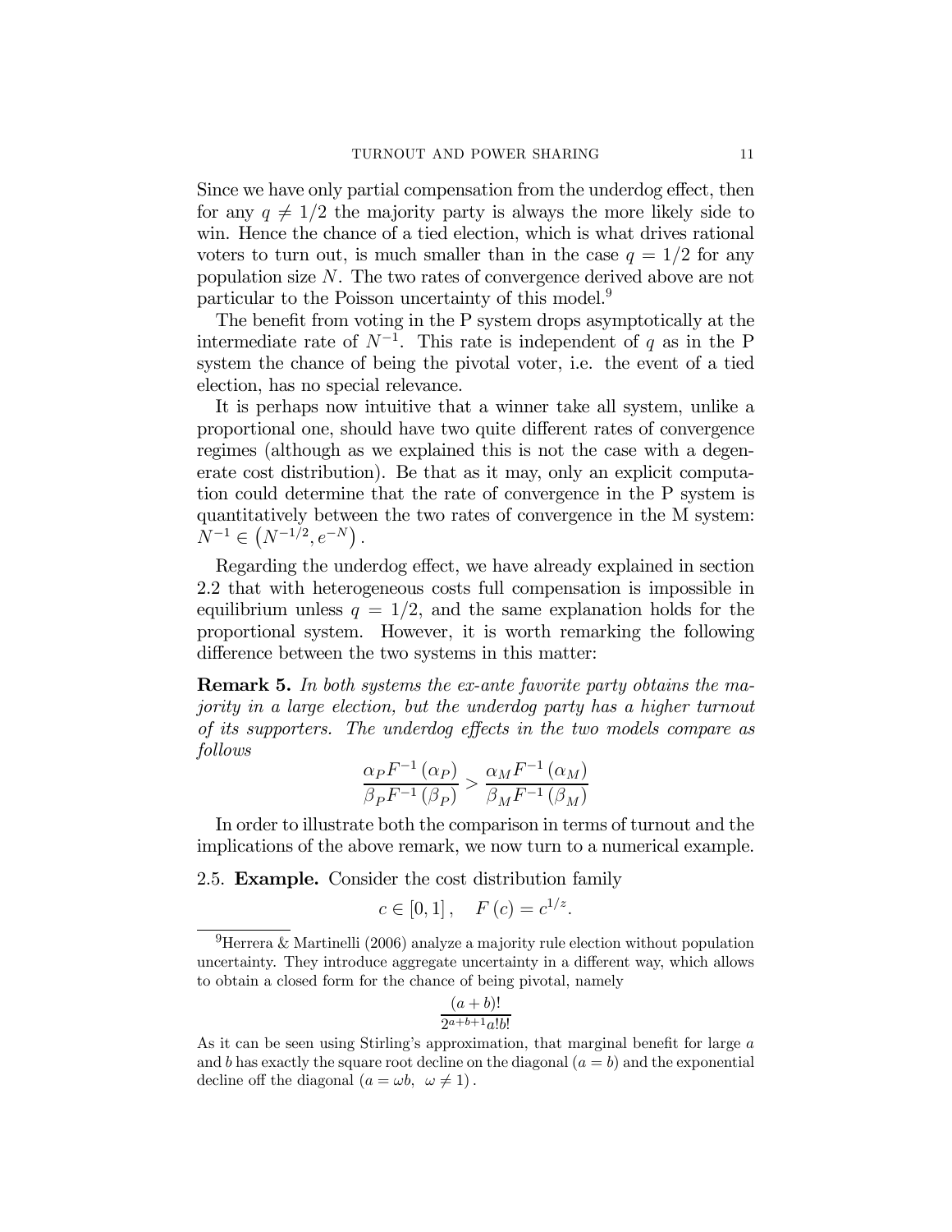Since we have only partial compensation from the underdog effect, then for any $q \neq 1/2$ the majority party is always the more likely side to win. Hence the chance of a tied election, which is what drives rational voters to turn out, is much smaller than in the case $q = 1/2$ for any population size $N$. The two rates of convergence derived above are not particular to the Poisson uncertainty of this model.[9]

The benefit from voting in the P system drops asymptotically at the intermediate rate of $N^{-1}$. This rate is independent of $q$ as in the P system the chance of being the pivotal voter, i.e. the event of a tied election, has no special relevance.

It is perhaps now intuitive that a winner take all system, unlike a proportional one, should have two quite different rates of convergence regimes (although as we explained this is not the case with a degenerate cost distribution). Be that as it may, only an explicit computation could determine that the rate of convergence in the P system is quantitatively between the two rates of convergence in the M system: $N^{-1} \in \left(N^{-1/2}, e^{-N}\right)$.

Regarding the underdog effect, we have already explained in section 2.2 that with heterogeneous costs full compensation is impossible in equilibrium unless $q = 1/2$, and the same explanation holds for the proportional system. However, it is worth remarking the following difference between the two systems in this matter:

**Remark 5.** *In both systems the ex-ante favorite party obtains the majority in a large election, but the underdog party has a higher turnout of its supporters. The underdog effects in the two models compare as follows*

$$\frac{\alpha_P F^{-1}(\alpha_P)}{\beta_P F^{-1}(\beta_P)} > \frac{\alpha_M F^{-1}(\alpha_M)}{\beta_M F^{-1}(\beta_M)}$$

In order to illustrate both the comparison in terms of turnout and the implications of the above remark, we now turn to a numerical example.

### 2.5. Example.

Consider the cost distribution family

$$c \in [0,1], \quad F(c) = c^{1/z}.$$

[9] Herrera & Martinelli (2006) analyze a majority rule election without population uncertainty. They introduce aggregate uncertainty in a different way, which allows to obtain a closed form for the chance of being pivotal, namely

$$\frac{(a+b)!}{2^{a+b+1}a!b!}$$

As it can be seen using Stirling's approximation, that marginal benefit for large $a$ and $b$ has exactly the square root decline on the diagonal $(a = b)$ and the exponential decline off the diagonal $(a = \omega b, \ \omega \neq 1)$.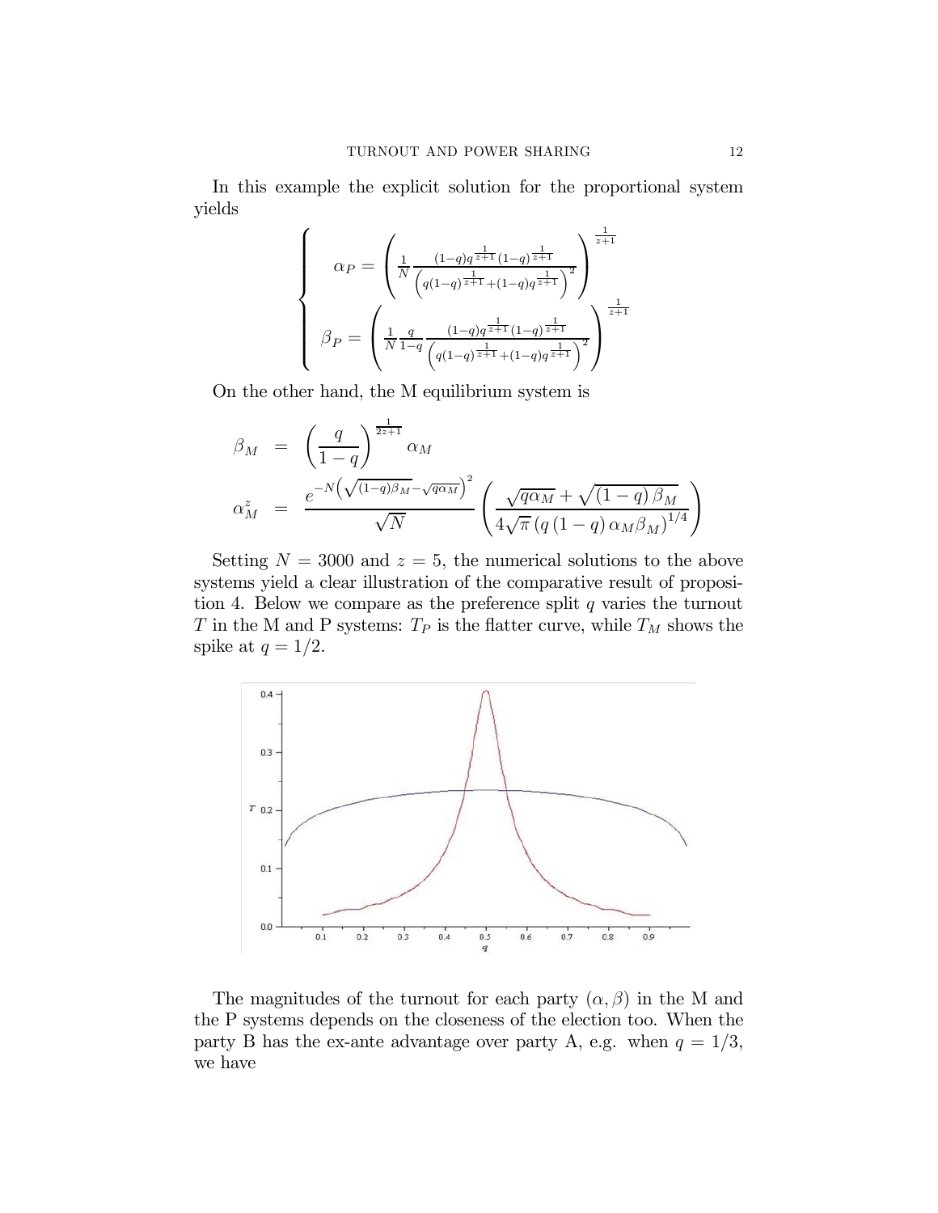In this example the explicit solution for the proportional system yields

$$
\begin{cases}
\alpha_P = \left( \frac{1}{N} \frac{(1-q)q^{\frac{1}{z+1}}(1-q)^{\frac{1}{z+1}}}{\left(q(1-q)^{\frac{1}{z+1}}+(1-q)q^{\frac{1}{z+1}}\right)^2} \right)^{\frac{1}{z+1}} \\
\beta_P = \left( \frac{1}{N} \frac{q}{1-q} \frac{(1-q)q^{\frac{1}{z+1}}(1-q)^{\frac{1}{z+1}}}{\left(q(1-q)^{\frac{1}{z+1}}+(1-q)q^{\frac{1}{z+1}}\right)^2} \right)^{\frac{1}{z+1}}
\end{cases}
$$

On the other hand, the M equilibrium system is

$$
\begin{aligned}
\beta_M &= \left(\frac{q}{1-q}\right)^{\frac{1}{2z+1}} \alpha_M \\
\alpha_M^z &= \frac{e^{-N\left(\sqrt{(1-q)\beta_M}-\sqrt{q\alpha_M}\right)^2}}{\sqrt{N}} \left( \frac{\sqrt{q\alpha_M}+\sqrt{(1-q)\beta_M}}{4\sqrt{\pi}\left(q(1-q)\alpha_M\beta_M\right)^{1/4}} \right)
\end{aligned}
$$

Setting $N = 3000$ and $z = 5$, the numerical solutions to the above systems yield a clear illustration of the comparative result of proposition 4. Below we compare as the preference split $q$ varies the turnout $T$ in the M and P systems: $T_P$ is the flatter curve, while $T_M$ shows the spike at $q = 1/2$.

The magnitudes of the turnout for each party $(\alpha, \beta)$ in the M and the P systems depends on the closeness of the election too. When the party B has the ex-ante advantage over party A, e.g. when $q = 1/3$, we have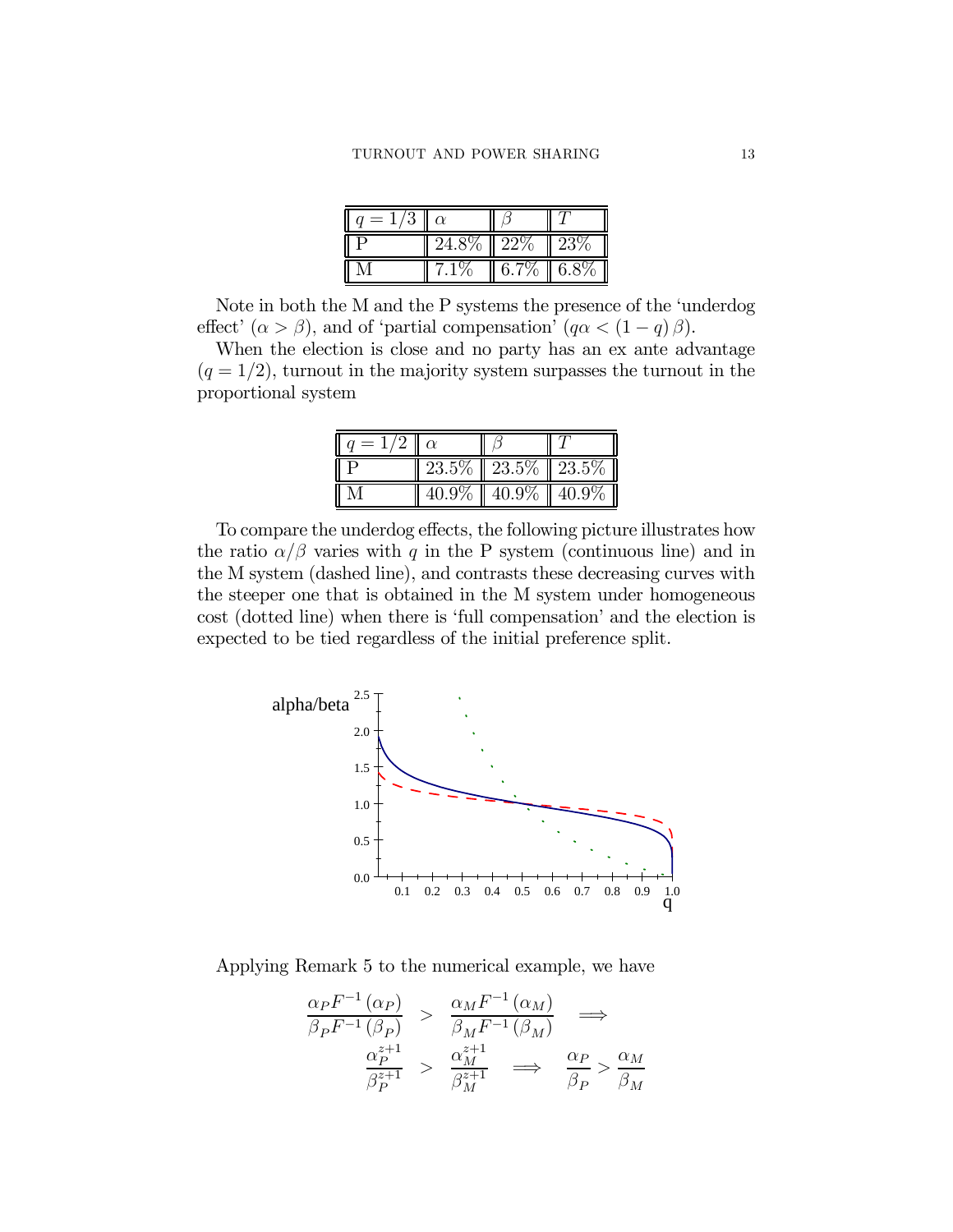| $q = 1/3$ | $\alpha$ | $\beta$ | $T$ |
|---|---|---|---|
| P | 24.8% | 22% | 23% |
| M | 7.1% | 6.7% | 6.8% |

Note in both the M and the P systems the presence of the 'underdog effect' ($\alpha > \beta$), and of 'partial compensation' ($q\alpha < (1-q)\beta$).

When the election is close and no party has an ex ante advantage ($q = 1/2$), turnout in the majority system surpasses the turnout in the proportional system

| $q = 1/2$ | $\alpha$ | $\beta$ | $T$ |
|---|---|---|---|
| P | 23.5% | 23.5% | 23.5% |
| M | 40.9% | 40.9% | 40.9% |

To compare the underdog effects, the following picture illustrates how the ratio $\alpha/\beta$ varies with $q$ in the P system (continuous line) and in the M system (dashed line), and contrasts these decreasing curves with the steeper one that is obtained in the M system under homogeneous cost (dotted line) when there is 'full compensation' and the election is expected to be tied regardless of the initial preference split.

Applying Remark 5 to the numerical example, we have

$$
\begin{aligned}
\frac{\alpha_P F^{-1}(\alpha_P)}{\beta_P F^{-1}(\beta_P)} &> \frac{\alpha_M F^{-1}(\alpha_M)}{\beta_M F^{-1}(\beta_M)} \implies \\
\frac{\alpha_P^{z+1}}{\beta_P^{z+1}} &> \frac{\alpha_M^{z+1}}{\beta_M^{z+1}} \implies \frac{\alpha_P}{\beta_P} > \frac{\alpha_M}{\beta_M}
\end{aligned}
$$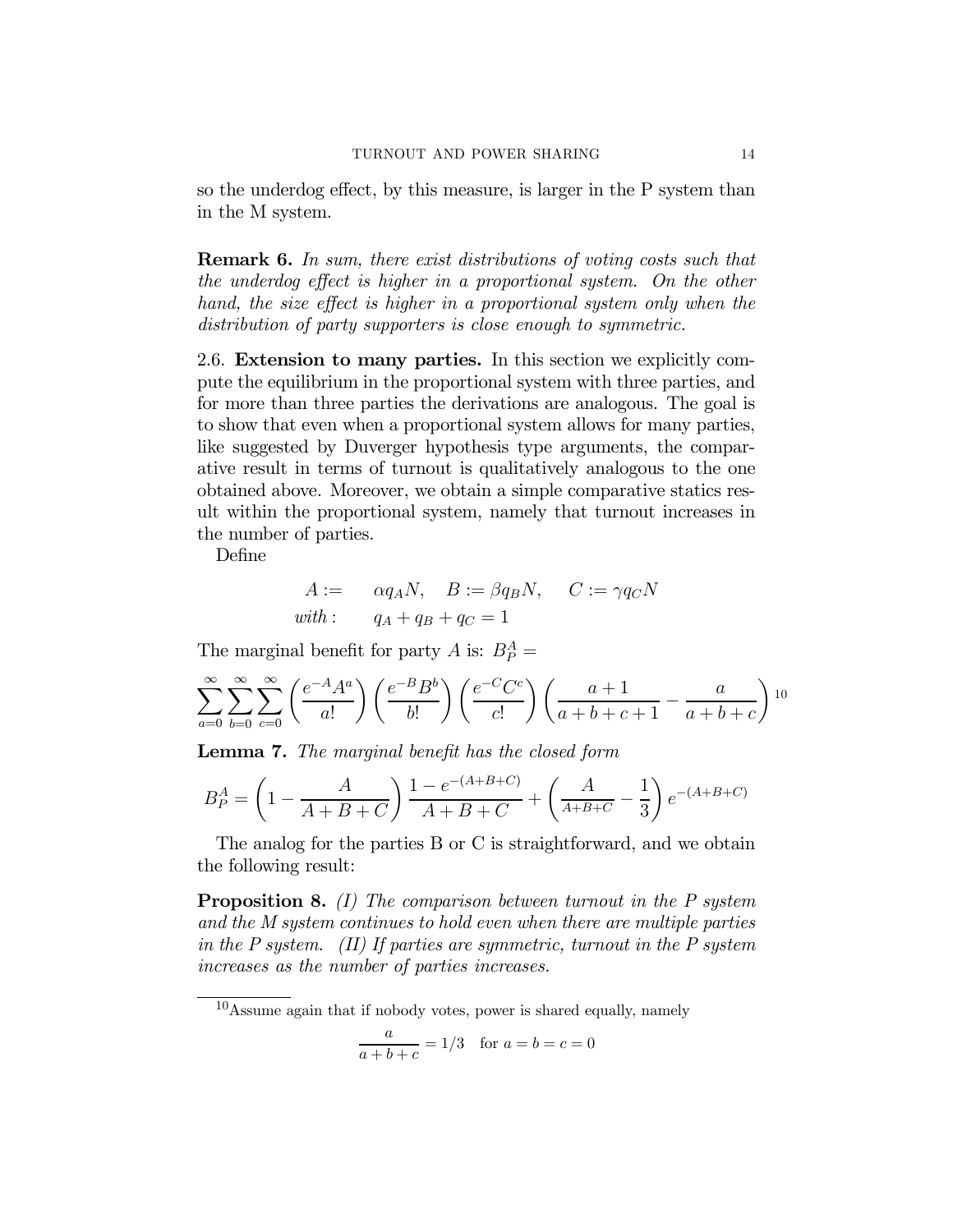so the underdog effect, by this measure, is larger in the P system than in the M system.

**Remark 6.** *In sum, there exist distributions of voting costs such that the underdog effect is higher in a proportional system. On the other hand, the size effect is higher in a proportional system only when the distribution of party supporters is close enough to symmetric.*

### 2.6. Extension to many parties.

In this section we explicitly compute the equilibrium in the proportional system with three parties, and for more than three parties the derivations are analogous. The goal is to show that even when a proportional system allows for many parties, like suggested by Duverger hypothesis type arguments, the comparative result in terms of turnout is qualitatively analogous to the one obtained above. Moreover, we obtain a simple comparative statics result within the proportional system, namely that turnout increases in the number of parties.

Define

$$
\begin{aligned}
A :=& \quad \alpha q_A N, \quad B := \beta q_B N, \quad C := \gamma q_C N \\
with: & \quad q_A + q_B + q_C = 1
\end{aligned}
$$

The marginal benefit for party $A$ is: $B_P^A =$

$$
\sum_{a=0}^{\infty}\sum_{b=0}^{\infty}\sum_{c=0}^{\infty}\left(\frac{e^{-A}A^a}{a!}\right)\left(\frac{e^{-B}B^b}{b!}\right)\left(\frac{e^{-C}C^c}{c!}\right)\left(\frac{a+1}{a+b+c+1}-\frac{a}{a+b+c}\right)
$$
[10]

**Lemma 7.** *The marginal benefit has the closed form*

$$
B_P^A = \left(1 - \frac{A}{A+B+C}\right)\frac{1-e^{-(A+B+C)}}{A+B+C} + \left(\frac{A}{A+B+C} - \frac{1}{3}\right)e^{-(A+B+C)}
$$

The analog for the parties B or C is straightforward, and we obtain the following result:

**Proposition 8.** *(I) The comparison between turnout in the P system and the M system continues to hold even when there are multiple parties in the P system. (II) If parties are symmetric, turnout in the P system increases as the number of parties increases.*

---

[10] Assume again that if nobody votes, power is shared equally, namely

$$
\frac{a}{a+b+c} = 1/3 \quad \text{for } a = b = c = 0
$$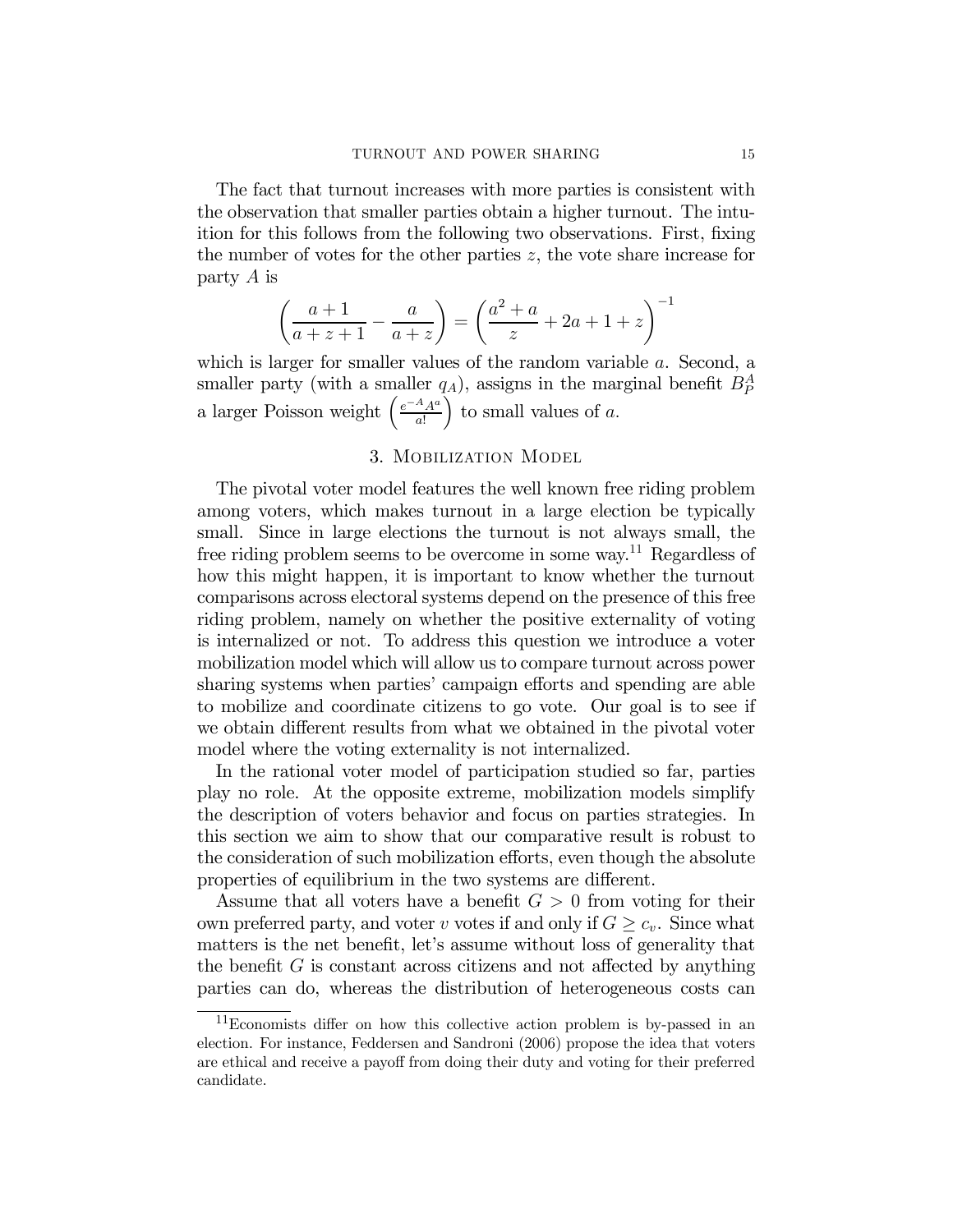The fact that turnout increases with more parties is consistent with the observation that smaller parties obtain a higher turnout. The intuition for this follows from the following two observations. First, fixing the number of votes for the other parties $z$, the vote share increase for party $A$ is

$$\left(\frac{a+1}{a+z+1} - \frac{a}{a+z}\right) = \left(\frac{a^2+a}{z} + 2a + 1 + z\right)^{-1}$$

which is larger for smaller values of the random variable $a$. Second, a smaller party (with a smaller $q_A$), assigns in the marginal benefit $B_P^A$ a larger Poisson weight $\left(\frac{e^{-A}A^a}{a!}\right)$ to small values of $a$.

## 3. Mobilization Model

The pivotal voter model features the well known free riding problem among voters, which makes turnout in a large election be typically small. Since in large elections the turnout is not always small, the free riding problem seems to be overcome in some way.[11] Regardless of how this might happen, it is important to know whether the turnout comparisons across electoral systems depend on the presence of this free riding problem, namely on whether the positive externality of voting is internalized or not. To address this question we introduce a voter mobilization model which will allow us to compare turnout across power sharing systems when parties' campaign efforts and spending are able to mobilize and coordinate citizens to go vote. Our goal is to see if we obtain different results from what we obtained in the pivotal voter model where the voting externality is not internalized.

In the rational voter model of participation studied so far, parties play no role. At the opposite extreme, mobilization models simplify the description of voters behavior and focus on parties strategies. In this section we aim to show that our comparative result is robust to the consideration of such mobilization efforts, even though the absolute properties of equilibrium in the two systems are different.

Assume that all voters have a benefit $G > 0$ from voting for their own preferred party, and voter $v$ votes if and only if $G \geq c_v$. Since what matters is the net benefit, let's assume without loss of generality that the benefit $G$ is constant across citizens and not affected by anything parties can do, whereas the distribution of heterogeneous costs can

[11] Economists differ on how this collective action problem is by-passed in an election. For instance, Feddersen and Sandroni (2006) propose the idea that voters are ethical and receive a payoff from doing their duty and voting for their preferred candidate.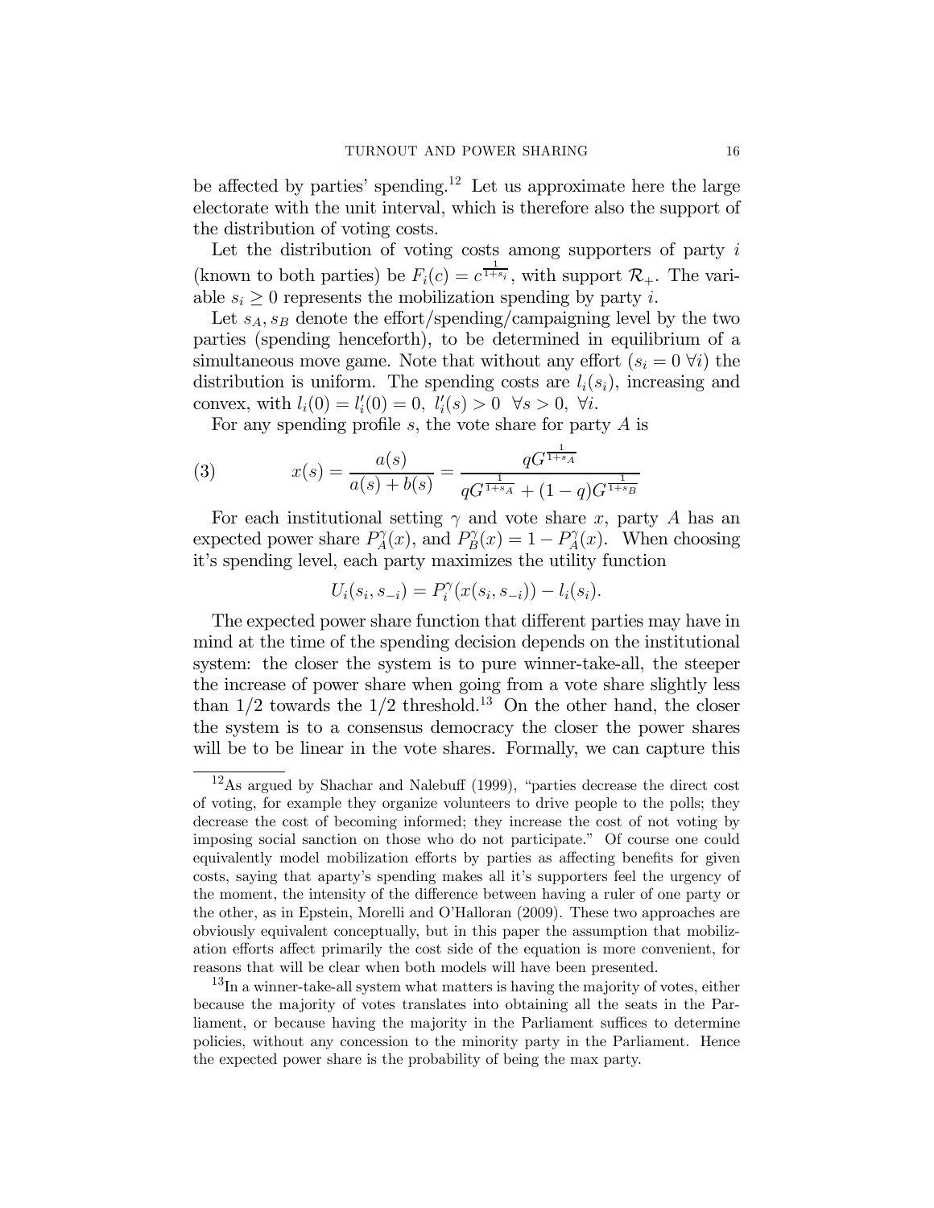be affected by parties' spending.[12] Let us approximate here the large electorate with the unit interval, which is therefore also the support of the distribution of voting costs.

Let the distribution of voting costs among supporters of party $i$ (known to both parties) be $F_i(c) = c^{\frac{1}{1+s_i}}$, with support $\mathcal{R}_+$. The variable $s_i \geq 0$ represents the mobilization spending by party $i$.

Let $s_A, s_B$ denote the effort/spending/campaigning level by the two parties (spending henceforth), to be determined in equilibrium of a simultaneous move game. Note that without any effort ($s_i = 0 \ \forall i$) the distribution is uniform. The spending costs are $l_i(s_i)$, increasing and convex, with $l_i(0) = l_i'(0) = 0$, $l_i'(s) > 0 \ \ \forall s > 0, \ \forall i$.

For any spending profile $s$, the vote share for party $A$ is

$$(3) \qquad x(s) = \frac{a(s)}{a(s) + b(s)} = \frac{qG^{\frac{1}{1+s_A}}}{qG^{\frac{1}{1+s_A}} + (1-q)G^{\frac{1}{1+s_B}}}$$

For each institutional setting $\gamma$ and vote share $x$, party $A$ has an expected power share $P_A^{\gamma}(x)$, and $P_B^{\gamma}(x) = 1 - P_A^{\gamma}(x)$. When choosing it's spending level, each party maximizes the utility function

$$U_i(s_i, s_{-i}) = P_i^{\gamma}(x(s_i, s_{-i})) - l_i(s_i).$$

The expected power share function that different parties may have in mind at the time of the spending decision depends on the institutional system: the closer the system is to pure winner-take-all, the steeper the increase of power share when going from a vote share slightly less than $1/2$ towards the $1/2$ threshold.[13] On the other hand, the closer the system is to a consensus democracy the closer the power shares will be to be linear in the vote shares. Formally, we can capture this

---

[12] As argued by Shachar and Nalebuff (1999), "parties decrease the direct cost of voting, for example they organize volunteers to drive people to the polls; they decrease the cost of becoming informed; they increase the cost of not voting by imposing social sanction on those who do not participate." Of course one could equivalently model mobilization efforts by parties as affecting benefits for given costs, saying that aparty's spending makes all it's supporters feel the urgency of the moment, the intensity of the difference between having a ruler of one party or the other, as in Epstein, Morelli and O'Halloran (2009). These two approaches are obviously equivalent conceptually, but in this paper the assumption that mobilization efforts affect primarily the cost side of the equation is more convenient, for reasons that will be clear when both models will have been presented.

[13] In a winner-take-all system what matters is having the majority of votes, either because the majority of votes translates into obtaining all the seats in the Parliament, or because having the majority in the Parliament suffices to determine policies, without any concession to the minority party in the Parliament. Hence the expected power share is the probability of being the max party.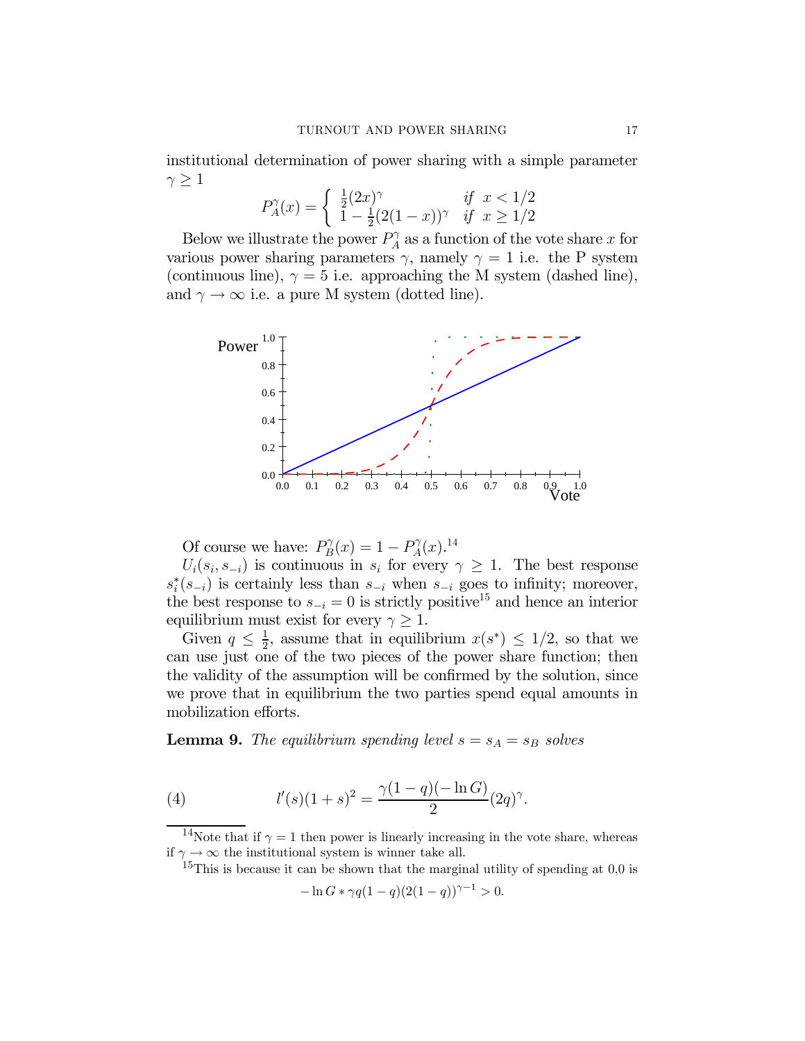institutional determination of power sharing with a simple parameter $\gamma \geq 1$

$$P_A^\gamma(x) = \begin{cases} \frac{1}{2}(2x)^\gamma & \text{if } x < 1/2 \\ 1 - \frac{1}{2}(2(1-x))^\gamma & \text{if } x \geq 1/2 \end{cases}$$

Below we illustrate the power $P_A^\gamma$ as a function of the vote share $x$ for various power sharing parameters $\gamma$, namely $\gamma = 1$ i.e. the P system (continuous line), $\gamma = 5$ i.e. approaching the M system (dashed line), and $\gamma \to \infty$ i.e. a pure M system (dotted line).

Of course we have: $P_B^\gamma(x) = 1 - P_A^\gamma(x)$.[14]

$U_i(s_i, s_{-i})$ is continuous in $s_i$ for every $\gamma \geq 1$. The best response $s_i^*(s_{-i})$ is certainly less than $s_{-i}$ when $s_{-i}$ goes to infinity; moreover, the best response to $s_{-i} = 0$ is strictly positive[15] and hence an interior equilibrium must exist for every $\gamma \geq 1$.

Given $q \leq \frac{1}{2}$, assume that in equilibrium $x(s^*) \leq 1/2$, so that we can use just one of the two pieces of the power share function; then the validity of the assumption will be confirmed by the solution, since we prove that in equilibrium the two parties spend equal amounts in mobilization efforts.

**Lemma 9.** *The equilibrium spending level $s = s_A = s_B$ solves*

$$l'(s)(1+s)^2 = \frac{\gamma(1-q)(-\ln G)}{2}(2q)^\gamma. \tag{4}$$

---

[14] Note that if $\gamma = 1$ then power is linearly increasing in the vote share, whereas if $\gamma \to \infty$ the institutional system is winner take all.

[15] This is because it can be shown that the marginal utility of spending at 0,0 is

$$-\ln G * \gamma q(1-q)(2(1-q))^{\gamma-1} > 0.$$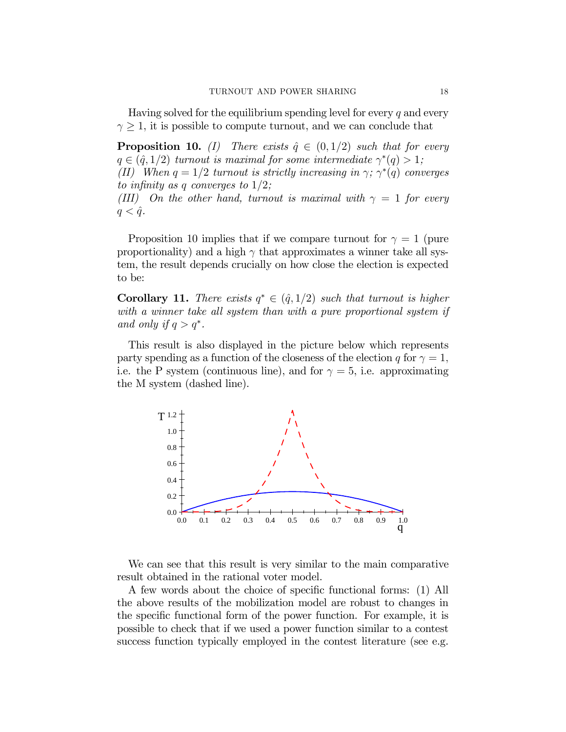Having solved for the equilibrium spending level for every $q$ and every $\gamma \geq 1$, it is possible to compute turnout, and we can conclude that

**Proposition 10.** *(I) There exists $\hat{q} \in (0, 1/2)$ such that for every $q \in (\hat{q}, 1/2)$ turnout is maximal for some intermediate $\gamma^*(q) > 1$;*
*(II) When $q = 1/2$ turnout is strictly increasing in $\gamma$; $\gamma^*(q)$ converges to infinity as $q$ converges to $1/2$;*
*(III) On the other hand, turnout is maximal with $\gamma = 1$ for every $q < \hat{q}$.*

Proposition 10 implies that if we compare turnout for $\gamma = 1$ (pure proportionality) and a high $\gamma$ that approximates a winner take all system, the result depends crucially on how close the election is expected to be:

**Corollary 11.** *There exists $q^* \in (\hat{q}, 1/2)$ such that turnout is higher with a winner take all system than with a pure proportional system if and only if $q > q^*$.*

This result is also displayed in the picture below which represents party spending as a function of the closeness of the election $q$ for $\gamma = 1$, i.e. the P system (continuous line), and for $\gamma = 5$, i.e. approximating the M system (dashed line).

We can see that this result is very similar to the main comparative result obtained in the rational voter model.

A few words about the choice of specific functional forms: (1) All the above results of the mobilization model are robust to changes in the specific functional form of the power function. For example, it is possible to check that if we used a power function similar to a contest success function typically employed in the contest literature (see e.g.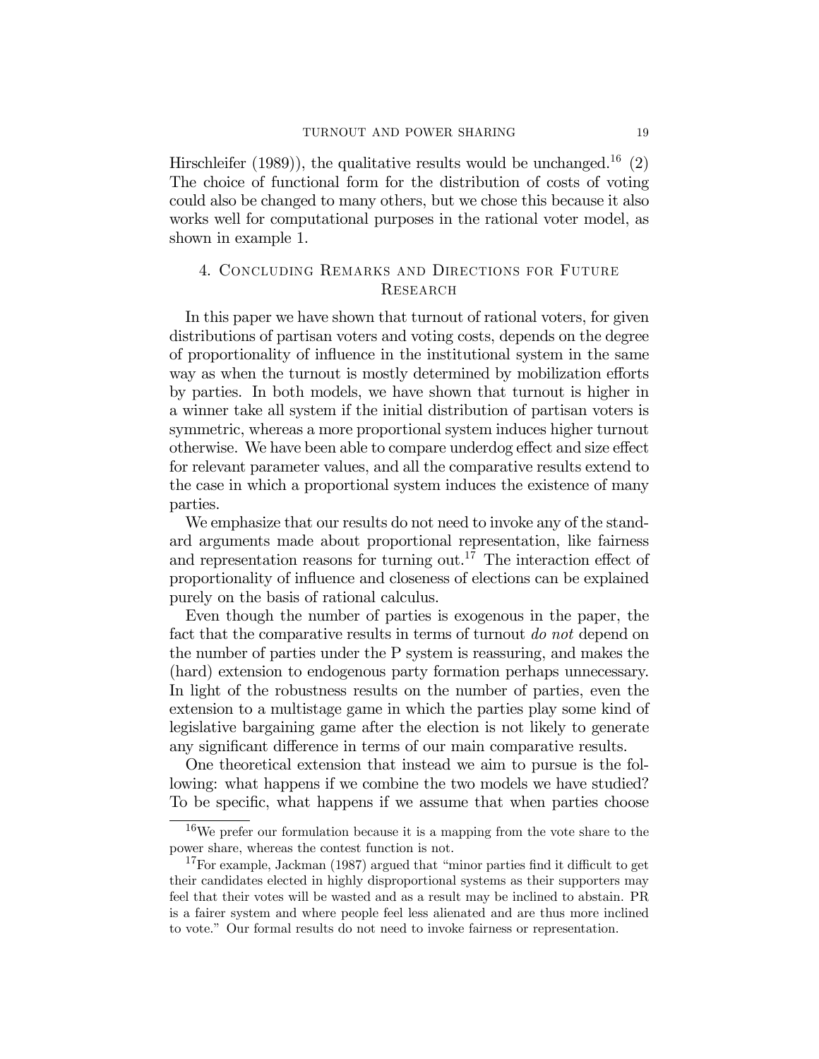Hirschleifer (1989)), the qualitative results would be unchanged.[16] (2) The choice of functional form for the distribution of costs of voting could also be changed to many others, but we chose this because it also works well for computational purposes in the rational voter model, as shown in example 1.

## 4. Concluding Remarks and Directions for Future Research

In this paper we have shown that turnout of rational voters, for given distributions of partisan voters and voting costs, depends on the degree of proportionality of influence in the institutional system in the same way as when the turnout is mostly determined by mobilization efforts by parties. In both models, we have shown that turnout is higher in a winner take all system if the initial distribution of partisan voters is symmetric, whereas a more proportional system induces higher turnout otherwise. We have been able to compare underdog effect and size effect for relevant parameter values, and all the comparative results extend to the case in which a proportional system induces the existence of many parties.

We emphasize that our results do not need to invoke any of the standard arguments made about proportional representation, like fairness and representation reasons for turning out.[17] The interaction effect of proportionality of influence and closeness of elections can be explained purely on the basis of rational calculus.

Even though the number of parties is exogenous in the paper, the fact that the comparative results in terms of turnout *do not* depend on the number of parties under the P system is reassuring, and makes the (hard) extension to endogenous party formation perhaps unnecessary. In light of the robustness results on the number of parties, even the extension to a multistage game in which the parties play some kind of legislative bargaining game after the election is not likely to generate any significant difference in terms of our main comparative results.

One theoretical extension that instead we aim to pursue is the following: what happens if we combine the two models we have studied? To be specific, what happens if we assume that when parties choose

[16] We prefer our formulation because it is a mapping from the vote share to the power share, whereas the contest function is not.

[17] For example, Jackman (1987) argued that "minor parties find it difficult to get their candidates elected in highly disproportional systems as their supporters may feel that their votes will be wasted and as a result may be inclined to abstain. PR is a fairer system and where people feel less alienated and are thus more inclined to vote." Our formal results do not need to invoke fairness or representation.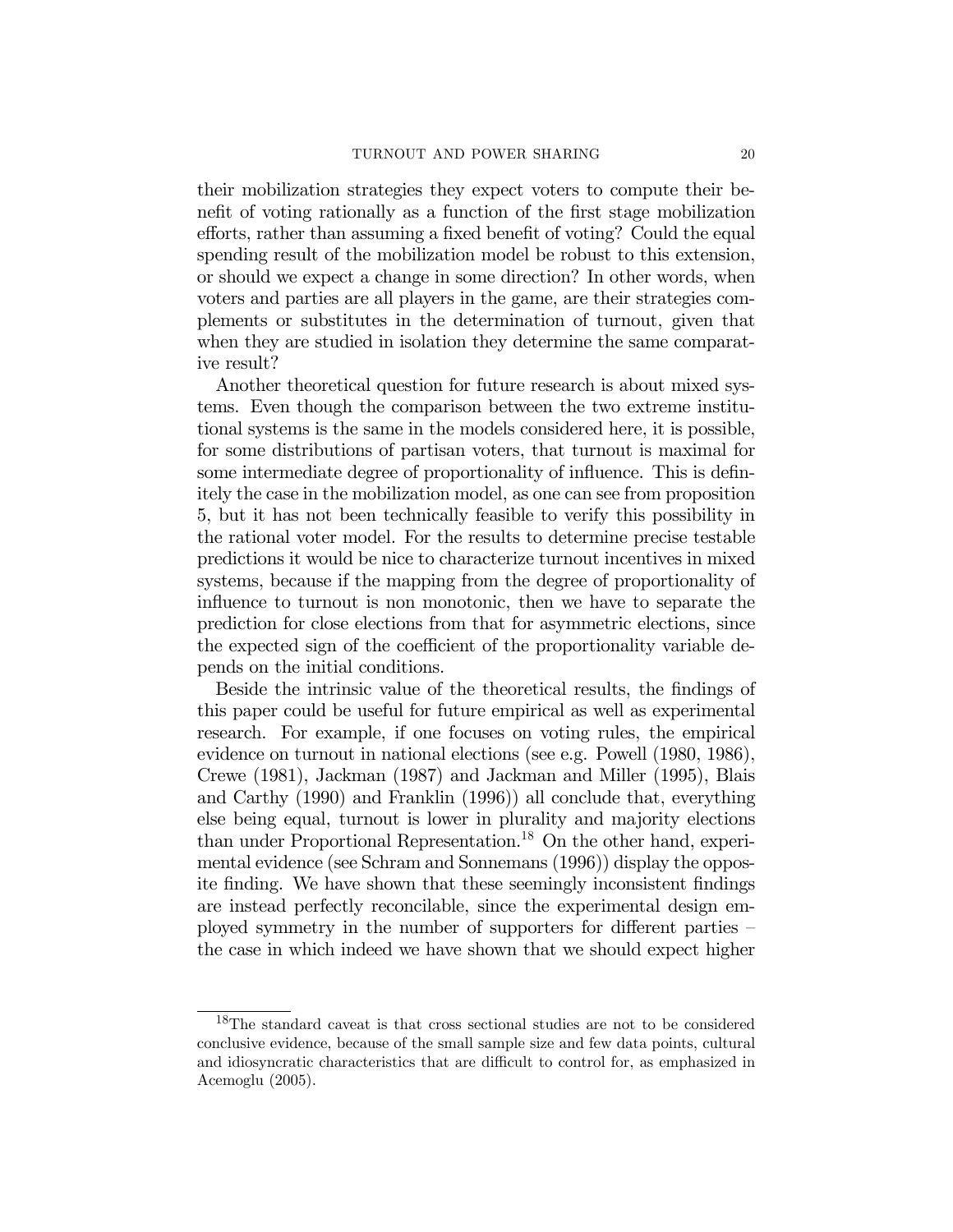their mobilization strategies they expect voters to compute their benefit of voting rationally as a function of the first stage mobilization efforts, rather than assuming a fixed benefit of voting? Could the equal spending result of the mobilization model be robust to this extension, or should we expect a change in some direction? In other words, when voters and parties are all players in the game, are their strategies complements or substitutes in the determination of turnout, given that when they are studied in isolation they determine the same comparative result?

Another theoretical question for future research is about mixed systems. Even though the comparison between the two extreme institutional systems is the same in the models considered here, it is possible, for some distributions of partisan voters, that turnout is maximal for some intermediate degree of proportionality of influence. This is definitely the case in the mobilization model, as one can see from proposition 5, but it has not been technically feasible to verify this possibility in the rational voter model. For the results to determine precise testable predictions it would be nice to characterize turnout incentives in mixed systems, because if the mapping from the degree of proportionality of influence to turnout is non monotonic, then we have to separate the prediction for close elections from that for asymmetric elections, since the expected sign of the coefficient of the proportionality variable depends on the initial conditions.

Beside the intrinsic value of the theoretical results, the findings of this paper could be useful for future empirical as well as experimental research. For example, if one focuses on voting rules, the empirical evidence on turnout in national elections (see e.g. Powell (1980, 1986), Crewe (1981), Jackman (1987) and Jackman and Miller (1995), Blais and Carthy (1990) and Franklin (1996)) all conclude that, everything else being equal, turnout is lower in plurality and majority elections than under Proportional Representation.[18] On the other hand, experimental evidence (see Schram and Sonnemans (1996)) display the opposite finding. We have shown that these seemingly inconsistent findings are instead perfectly reconcilable, since the experimental design employed symmetry in the number of supporters for different parties – the case in which indeed we have shown that we should expect higher

[18]The standard caveat is that cross sectional studies are not to be considered conclusive evidence, because of the small sample size and few data points, cultural and idiosyncratic characteristics that are difficult to control for, as emphasized in Acemoglu (2005).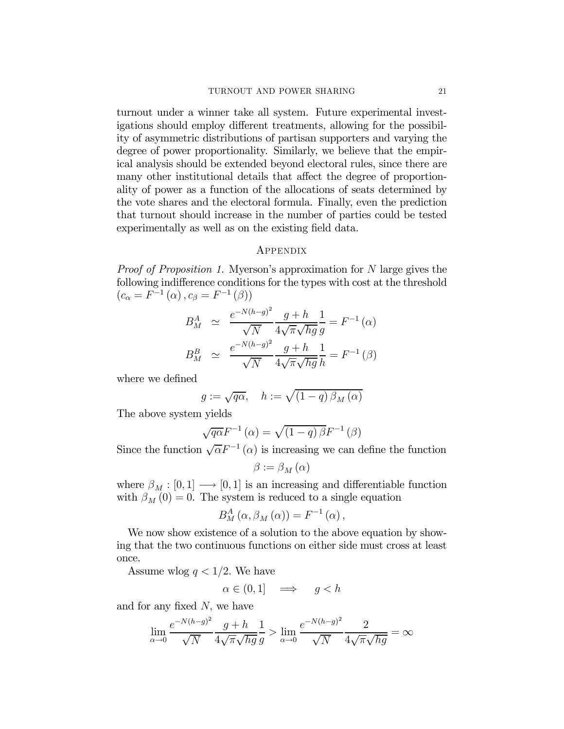turnout under a winner take all system. Future experimental investigations should employ different treatments, allowing for the possibility of asymmetric distributions of partisan supporters and varying the degree of power proportionality. Similarly, we believe that the empirical analysis should be extended beyond electoral rules, since there are many other institutional details that affect the degree of proportionality of power as a function of the allocations of seats determined by the vote shares and the electoral formula. Finally, even the prediction that turnout should increase in the number of parties could be tested experimentally as well as on the existing field data.

## Appendix

*Proof of Proposition 1.* Myerson's approximation for $N$ large gives the following indifference conditions for the types with cost at the threshold $\left(c_\alpha = F^{-1}(\alpha), c_\beta = F^{-1}(\beta)\right)$

$$
\begin{aligned}
B_M^A &\simeq \frac{e^{-N(h-g)^2}}{\sqrt{N}} \frac{g+h}{4\sqrt{\pi}\sqrt{hg}} \frac{1}{g} = F^{-1}(\alpha) \\
B_M^B &\simeq \frac{e^{-N(h-g)^2}}{\sqrt{N}} \frac{g+h}{4\sqrt{\pi}\sqrt{hg}} \frac{1}{h} = F^{-1}(\beta)
\end{aligned}
$$

where we defined

$$g := \sqrt{q\alpha}, \quad h := \sqrt{(1-q)\,\beta_M(\alpha)}$$

The above system yields

$$\sqrt{q\alpha} F^{-1}(\alpha) = \sqrt{(1-q)\,\beta} F^{-1}(\beta)$$

Since the function $\sqrt{\alpha} F^{-1}(\alpha)$ is increasing we can define the function

$$\beta := \beta_M(\alpha)$$

where $\beta_M : [0,1] \longrightarrow [0,1]$ is an increasing and differentiable function with $\beta_M(0) = 0$. The system is reduced to a single equation

$$B_M^A(\alpha, \beta_M(\alpha)) = F^{-1}(\alpha),$$

We now show existence of a solution to the above equation by showing that the two continuous functions on either side must cross at least once.

Assume wlog $q < 1/2$. We have

$$\alpha \in (0,1] \quad \Longrightarrow \quad g < h$$

and for any fixed $N$, we have

$$\lim_{\alpha \to 0} \frac{e^{-N(h-g)^2}}{\sqrt{N}} \frac{g+h}{4\sqrt{\pi}\sqrt{hg}} \frac{1}{g} > \lim_{\alpha \to 0} \frac{e^{-N(h-g)^2}}{\sqrt{N}} \frac{2}{4\sqrt{\pi}\sqrt{hg}} = \infty$$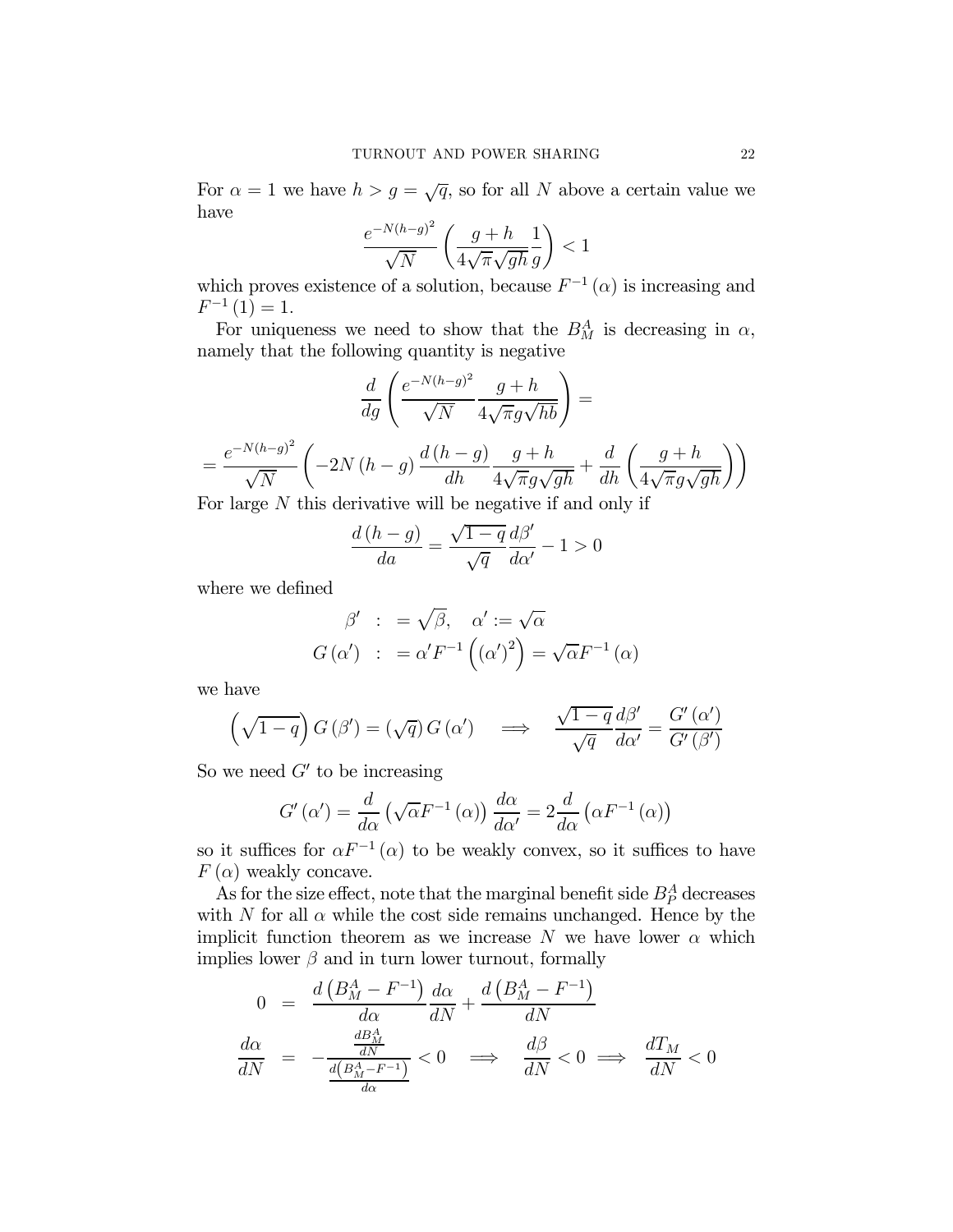For $\alpha = 1$ we have $h > g = \sqrt{q}$, so for all $N$ above a certain value we have

$$\frac{e^{-N(h-g)^2}}{\sqrt{N}} \left( \frac{g+h}{4\sqrt{\pi}\sqrt{gh}} \frac{1}{g} \right) < 1$$

which proves existence of a solution, because $F^{-1}(\alpha)$ is increasing and $F^{-1}(1) = 1$.

For uniqueness we need to show that the $B_M^A$ is decreasing in $\alpha$, namely that the following quantity is negative

$$\frac{d}{dg} \left( \frac{e^{-N(h-g)^2}}{\sqrt{N}} \frac{g+h}{4\sqrt{\pi} g \sqrt{hb}} \right) =$$

$$= \frac{e^{-N(h-g)^2}}{\sqrt{N}} \left( -2N(h-g) \frac{d(h-g)}{dh} \frac{g+h}{4\sqrt{\pi} g \sqrt{gh}} + \frac{d}{dh} \left( \frac{g+h}{4\sqrt{\pi} g \sqrt{gh}} \right) \right)$$

For large $N$ this derivative will be negative if and only if

$$\frac{d(h-g)}{da} = \frac{\sqrt{1-q}}{\sqrt{q}} \frac{d\beta'}{d\alpha'} - 1 > 0$$

where we defined

$$\begin{aligned} \beta' &:= \sqrt{\beta}, \quad \alpha' := \sqrt{\alpha} \\ G(\alpha') &:= \alpha' F^{-1}\left( (\alpha')^2 \right) = \sqrt{\alpha} F^{-1}(\alpha) \end{aligned}$$

we have

$$\left( \sqrt{1-q} \right) G(\beta') = (\sqrt{q}) G(\alpha') \quad \Longrightarrow \quad \frac{\sqrt{1-q}}{\sqrt{q}} \frac{d\beta'}{d\alpha'} = \frac{G'(\alpha')}{G'(\beta')}$$

So we need $G'$ to be increasing

$$G'(\alpha') = \frac{d}{d\alpha} \left( \sqrt{\alpha} F^{-1}(\alpha) \right) \frac{d\alpha}{d\alpha'} = 2 \frac{d}{d\alpha} \left( \alpha F^{-1}(\alpha) \right)$$

so it suffices for $\alpha F^{-1}(\alpha)$ to be weakly convex, so it suffices to have $F(\alpha)$ weakly concave.

As for the size effect, note that the marginal benefit side $B_P^A$ decreases with $N$ for all $\alpha$ while the cost side remains unchanged. Hence by the implicit function theorem as we increase $N$ we have lower $\alpha$ which implies lower $\beta$ and in turn lower turnout, formally

$$\begin{aligned} 0 &= \frac{d\left(B_M^A - F^{-1}\right)}{d\alpha} \frac{d\alpha}{dN} + \frac{d\left(B_M^A - F^{-1}\right)}{dN} \\ \frac{d\alpha}{dN} &= -\frac{\frac{dB_M^A}{dN}}{\frac{d\left(B_M^A - F^{-1}\right)}{d\alpha}} < 0 \quad \Longrightarrow \quad \frac{d\beta}{dN} < 0 \Longrightarrow \frac{dT_M}{dN} < 0 \end{aligned}$$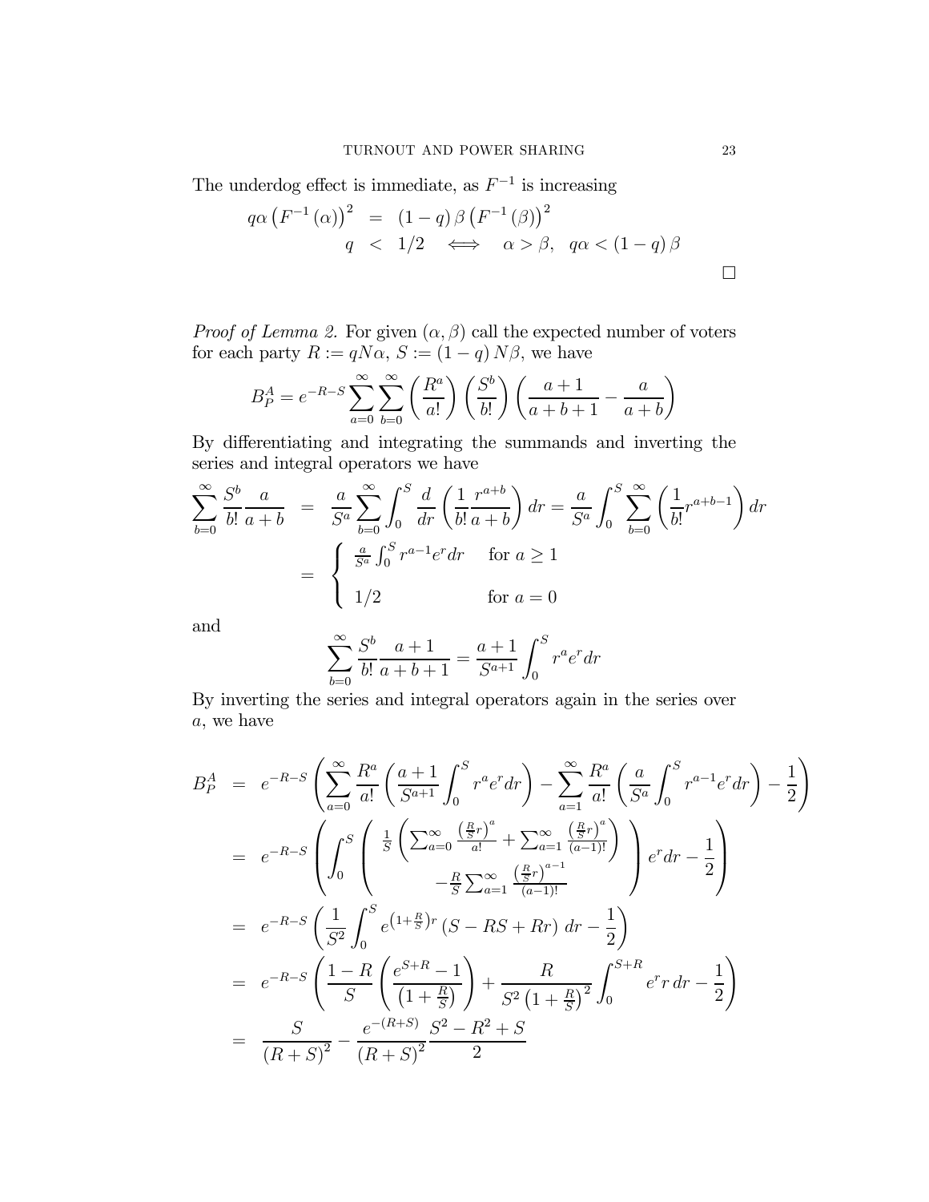The underdog effect is immediate, as $F^{-1}$ is increasing

$$
\begin{aligned}
q\alpha\left(F^{-1}(\alpha)\right)^2 &= (1-q)\,\beta\left(F^{-1}(\beta)\right)^2 \\
q &< 1/2 \iff \alpha > \beta,\quad q\alpha < (1-q)\,\beta
\end{aligned}
$$

□

*Proof of Lemma 2.* For given $(\alpha, \beta)$ call the expected number of voters for each party $R := qN\alpha$, $S := (1-q)\,N\beta$, we have

$$
B_P^A = e^{-R-S}\sum_{a=0}^{\infty}\sum_{b=0}^{\infty}\left(\frac{R^a}{a!}\right)\left(\frac{S^b}{b!}\right)\left(\frac{a+1}{a+b+1}-\frac{a}{a+b}\right)
$$

By differentiating and integrating the summands and inverting the series and integral operators we have

$$
\begin{aligned}
\sum_{b=0}^{\infty}\frac{S^b}{b!}\frac{a}{a+b} &= \frac{a}{S^a}\sum_{b=0}^{\infty}\int_0^S\frac{d}{dr}\left(\frac{1}{b!}\frac{r^{a+b}}{a+b}\right)dr = \frac{a}{S^a}\int_0^S\sum_{b=0}^{\infty}\left(\frac{1}{b!}r^{a+b-1}\right)dr \\
&= \begin{cases} \frac{a}{S^a}\int_0^S r^{a-1}e^r dr & \text{for } a \geq 1 \\ 1/2 & \text{for } a = 0 \end{cases}
\end{aligned}
$$

and

$$
\sum_{b=0}^{\infty}\frac{S^b}{b!}\frac{a+1}{a+b+1} = \frac{a+1}{S^{a+1}}\int_0^S r^a e^r dr
$$

By inverting the series and integral operators again in the series over $a$, we have

$$
\begin{aligned}
B_P^A &= e^{-R-S}\left(\sum_{a=0}^{\infty}\frac{R^a}{a!}\left(\frac{a+1}{S^{a+1}}\int_0^S r^a e^r dr\right) - \sum_{a=1}^{\infty}\frac{R^a}{a!}\left(\frac{a}{S^a}\int_0^S r^{a-1}e^r dr\right) - \frac{1}{2}\right) \\
&= e^{-R-S}\left(\int_0^S\left(\begin{array}{c}\frac{1}{S}\left(\sum_{a=0}^{\infty}\frac{\left(\frac{R}{S}r\right)^a}{a!} + \sum_{a=1}^{\infty}\frac{\left(\frac{R}{S}r\right)^a}{(a-1)!}\right) \\ -\frac{R}{S}\sum_{a=1}^{\infty}\frac{\left(\frac{R}{S}r\right)^{a-1}}{(a-1)!}\end{array}\right)e^r dr - \frac{1}{2}\right) \\
&= e^{-R-S}\left(\frac{1}{S^2}\int_0^S e^{\left(1+\frac{R}{S}\right)r}\left(S - RS + Rr\right)dr - \frac{1}{2}\right) \\
&= e^{-R-S}\left(\frac{1-R}{S}\left(\frac{e^{S+R}-1}{\left(1+\frac{R}{S}\right)}\right) + \frac{R}{S^2\left(1+\frac{R}{S}\right)^2}\int_0^{S+R}e^r r\,dr - \frac{1}{2}\right) \\
&= \frac{S}{(R+S)^2} - \frac{e^{-(R+S)}}{(R+S)^2}\frac{S^2-R^2+S}{2}
\end{aligned}
$$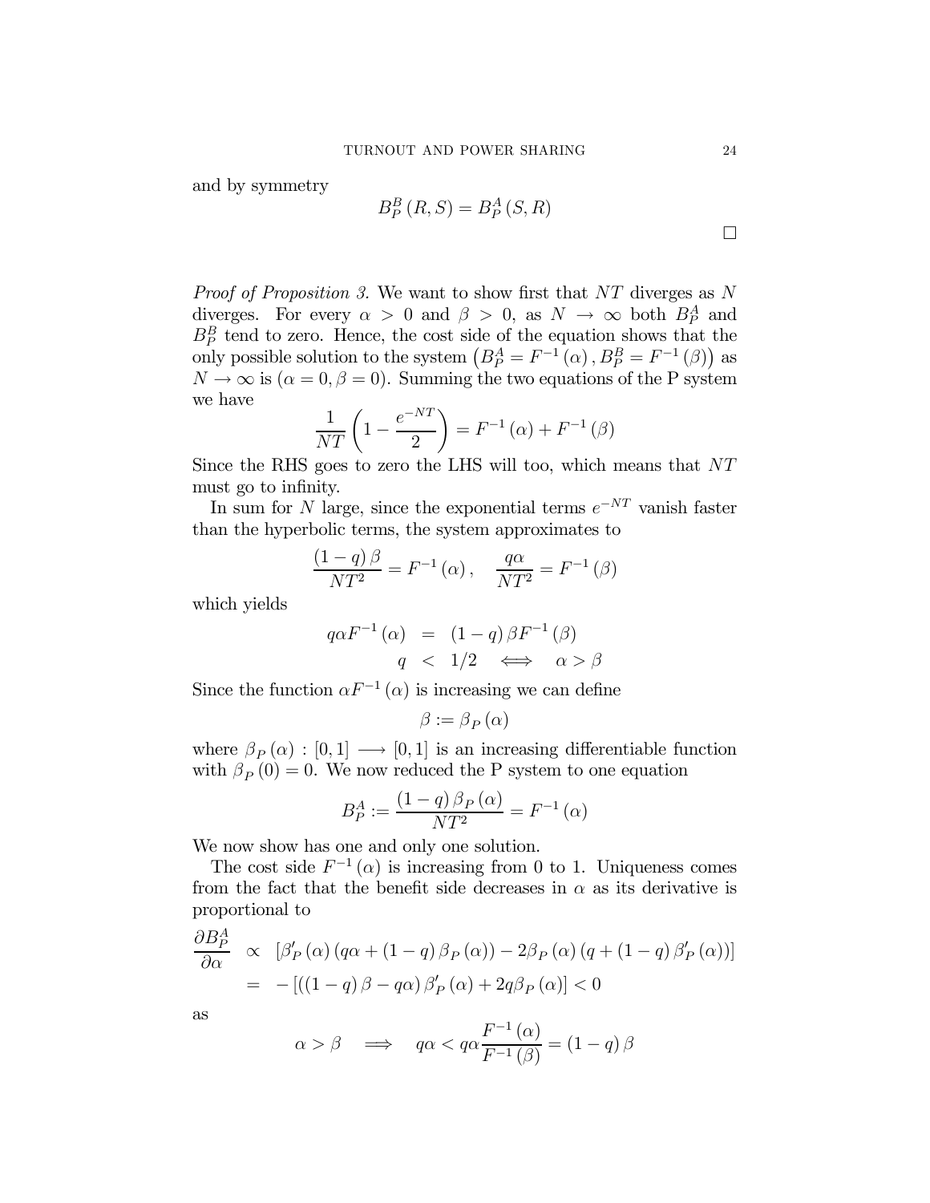and by symmetry

$$B_P^B(R,S) = B_P^A(S,R)$$

$\square$

*Proof of Proposition 3.* We want to show first that $NT$ diverges as $N$ diverges. For every $\alpha > 0$ and $\beta > 0$, as $N \to \infty$ both $B_P^A$ and $B_P^B$ tend to zero. Hence, the cost side of the equation shows that the only possible solution to the system $\left(B_P^A = F^{-1}(\alpha), B_P^B = F^{-1}(\beta)\right)$ as $N \to \infty$ is $(\alpha = 0, \beta = 0)$. Summing the two equations of the P system we have

$$\frac{1}{NT}\left(1 - \frac{e^{-NT}}{2}\right) = F^{-1}(\alpha) + F^{-1}(\beta)$$

Since the RHS goes to zero the LHS will too, which means that $NT$ must go to infinity.

In sum for $N$ large, since the exponential terms $e^{-NT}$ vanish faster than the hyperbolic terms, the system approximates to

$$\frac{(1-q)\beta}{NT^2} = F^{-1}(\alpha), \quad \frac{q\alpha}{NT^2} = F^{-1}(\beta)$$

which yields

$$\begin{aligned} q\alpha F^{-1}(\alpha) &= (1-q)\beta F^{-1}(\beta) \\ q &< 1/2 \iff \alpha > \beta \end{aligned}$$

Since the function $\alpha F^{-1}(\alpha)$ is increasing we can define

$$\beta := \beta_P(\alpha)$$

where $\beta_P(\alpha) : [0,1] \longrightarrow [0,1]$ is an increasing differentiable function with $\beta_P(0) = 0$. We now reduced the P system to one equation

$$B_P^A := \frac{(1-q)\beta_P(\alpha)}{NT^2} = F^{-1}(\alpha)$$

We now show has one and only one solution.

The cost side $F^{-1}(\alpha)$ is increasing from 0 to 1. Uniqueness comes from the fact that the benefit side decreases in $\alpha$ as its derivative is proportional to

$$\begin{aligned} \frac{\partial B_P^A}{\partial \alpha} &\propto \left[\beta_P'(\alpha)(q\alpha + (1-q)\beta_P(\alpha)) - 2\beta_P(\alpha)(q + (1-q)\beta_P'(\alpha))\right] \\ &= -\left[((1-q)\beta - q\alpha)\beta_P'(\alpha) + 2q\beta_P(\alpha)\right] < 0 \end{aligned}$$

as

$$\alpha > \beta \quad \Longrightarrow \quad q\alpha < q\alpha\frac{F^{-1}(\alpha)}{F^{-1}(\beta)} = (1-q)\beta$$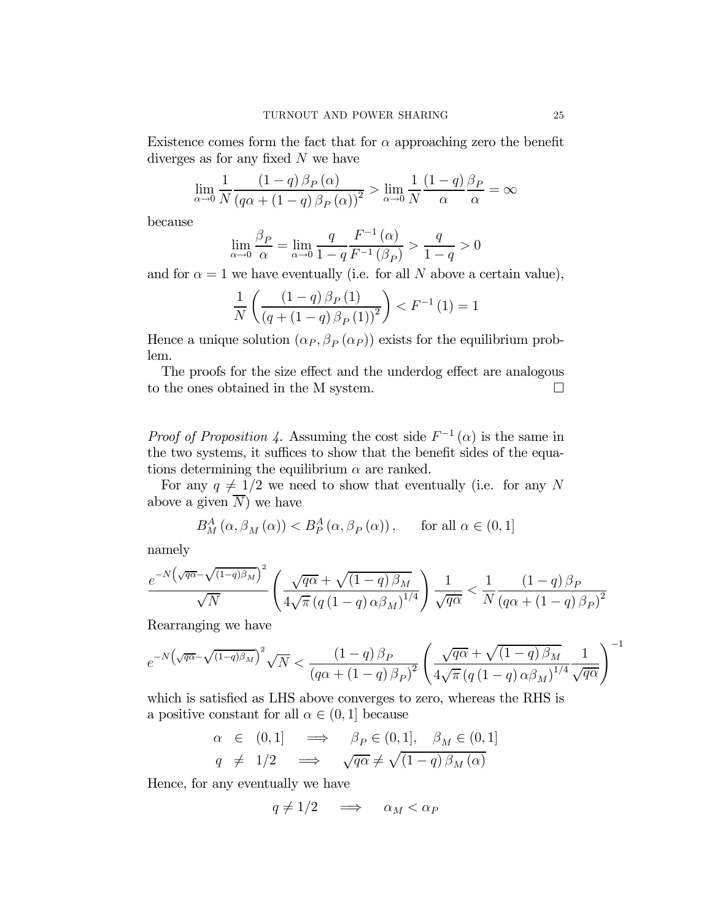Existence comes form the fact that for $\alpha$ approaching zero the benefit diverges as for any fixed $N$ we have

$$\lim_{\alpha\to 0}\frac{1}{N}\frac{(1-q)\,\beta_P(\alpha)}{(q\alpha+(1-q)\,\beta_P(\alpha))^2} > \lim_{\alpha\to 0}\frac{1}{N}\frac{(1-q)}{\alpha}\frac{\beta_P}{\alpha} = \infty$$

because

$$\lim_{\alpha\to 0}\frac{\beta_P}{\alpha} = \lim_{\alpha\to 0}\frac{q}{1-q}\frac{F^{-1}(\alpha)}{F^{-1}(\beta_P)} > \frac{q}{1-q} > 0$$

and for $\alpha = 1$ we have eventually (i.e. for all $N$ above a certain value),

$$\frac{1}{N}\left(\frac{(1-q)\,\beta_P(1)}{(q+(1-q)\,\beta_P(1))^2}\right) < F^{-1}(1) = 1$$

Hence a unique solution $(\alpha_P, \beta_P(\alpha_P))$ exists for the equilibrium problem.

The proofs for the size effect and the underdog effect are analogous to the ones obtained in the M system. $\square$

*Proof of Proposition 4.* Assuming the cost side $F^{-1}(\alpha)$ is the same in the two systems, it suffices to show that the benefit sides of the equations determining the equilibrium $\alpha$ are ranked.

For any $q \neq 1/2$ we need to show that eventually (i.e. for any $N$ above a given $\overline{N}$) we have

$$B_M^A(\alpha, \beta_M(\alpha)) < B_P^A(\alpha, \beta_P(\alpha)), \qquad \text{for all } \alpha \in (0,1]$$

namely

$$\frac{e^{-N\left(\sqrt{q\alpha}-\sqrt{(1-q)\beta_M}\right)^2}}{\sqrt{N}}\left(\frac{\sqrt{q\alpha}+\sqrt{(1-q)\,\beta_M}}{4\sqrt{\pi}\,(q\,(1-q)\,\alpha\beta_M)^{1/4}}\right)\frac{1}{\sqrt{q\alpha}} < \frac{1}{N}\frac{(1-q)\,\beta_P}{(q\alpha+(1-q)\,\beta_P)^2}$$

Rearranging we have

$$e^{-N\left(\sqrt{q\alpha}-\sqrt{(1-q)\beta_M}\right)^2}\sqrt{N} < \frac{(1-q)\,\beta_P}{(q\alpha+(1-q)\,\beta_P)^2}\left(\frac{\sqrt{q\alpha}+\sqrt{(1-q)\,\beta_M}}{4\sqrt{\pi}\,(q\,(1-q)\,\alpha\beta_M)^{1/4}}\frac{1}{\sqrt{q\alpha}}\right)^{-1}$$

which is satisfied as LHS above converges to zero, whereas the RHS is a positive constant for all $\alpha \in (0,1]$ because

$$\begin{aligned} \alpha &\in (0,1] \quad \Longrightarrow \quad \beta_P \in (0,1], \quad \beta_M \in (0,1] \\ q &\neq 1/2 \quad \Longrightarrow \quad \sqrt{q\alpha} \neq \sqrt{(1-q)\,\beta_M(\alpha)} \end{aligned}$$

Hence, for any eventually we have

$$q \neq 1/2 \quad \Longrightarrow \quad \alpha_M < \alpha_P$$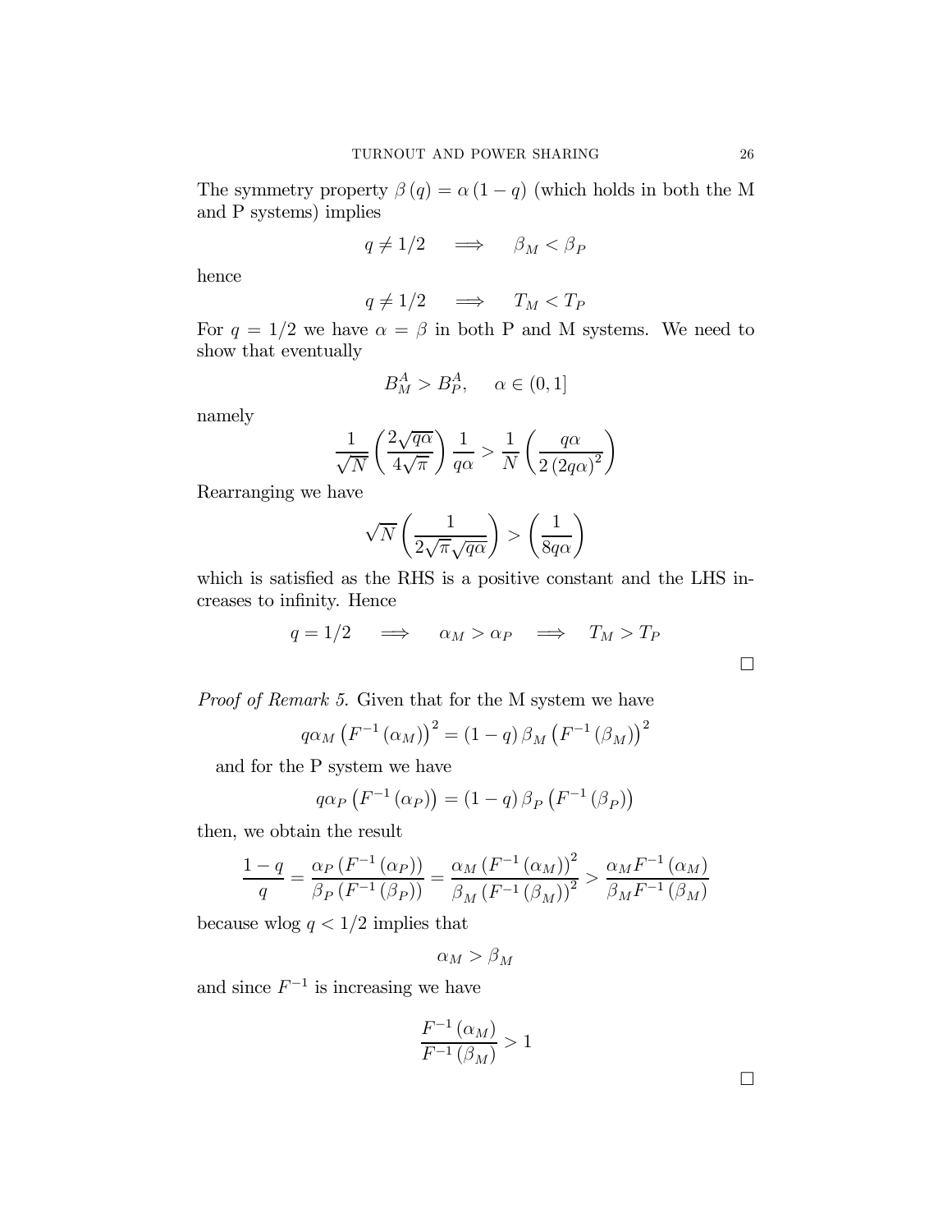The symmetry property $\beta(q) = \alpha(1-q)$ (which holds in both the M and P systems) implies

$$q \neq 1/2 \quad \Longrightarrow \quad \beta_M < \beta_P$$

hence

$$q \neq 1/2 \quad \Longrightarrow \quad T_M < T_P$$

For $q = 1/2$ we have $\alpha = \beta$ in both P and M systems. We need to show that eventually

$$B_M^A > B_P^A, \qquad \alpha \in (0,1]$$

namely

$$\frac{1}{\sqrt{N}}\left(\frac{2\sqrt{q\alpha}}{4\sqrt{\pi}}\right)\frac{1}{q\alpha} > \frac{1}{N}\left(\frac{q\alpha}{2(2q\alpha)^2}\right)$$

Rearranging we have

$$\sqrt{N}\left(\frac{1}{2\sqrt{\pi}\sqrt{q\alpha}}\right) > \left(\frac{1}{8q\alpha}\right)$$

which is satisfied as the RHS is a positive constant and the LHS increases to infinity. Hence

$$q = 1/2 \quad \Longrightarrow \quad \alpha_M > \alpha_P \quad \Longrightarrow \quad T_M > T_P$$

□

*Proof of Remark 5.* Given that for the M system we have

$$q\alpha_M\left(F^{-1}(\alpha_M)\right)^2 = (1-q)\,\beta_M\left(F^{-1}(\beta_M)\right)^2$$

and for the P system we have

$$q\alpha_P\left(F^{-1}(\alpha_P)\right) = (1-q)\,\beta_P\left(F^{-1}(\beta_P)\right)$$

then, we obtain the result

$$\frac{1-q}{q} = \frac{\alpha_P\left(F^{-1}(\alpha_P)\right)}{\beta_P\left(F^{-1}(\beta_P)\right)} = \frac{\alpha_M\left(F^{-1}(\alpha_M)\right)^2}{\beta_M\left(F^{-1}(\beta_M)\right)^2} > \frac{\alpha_M F^{-1}(\alpha_M)}{\beta_M F^{-1}(\beta_M)}$$

because wlog $q < 1/2$ implies that

$$\alpha_M > \beta_M$$

and since $F^{-1}$ is increasing we have

$$\frac{F^{-1}(\alpha_M)}{F^{-1}(\beta_M)} > 1$$

□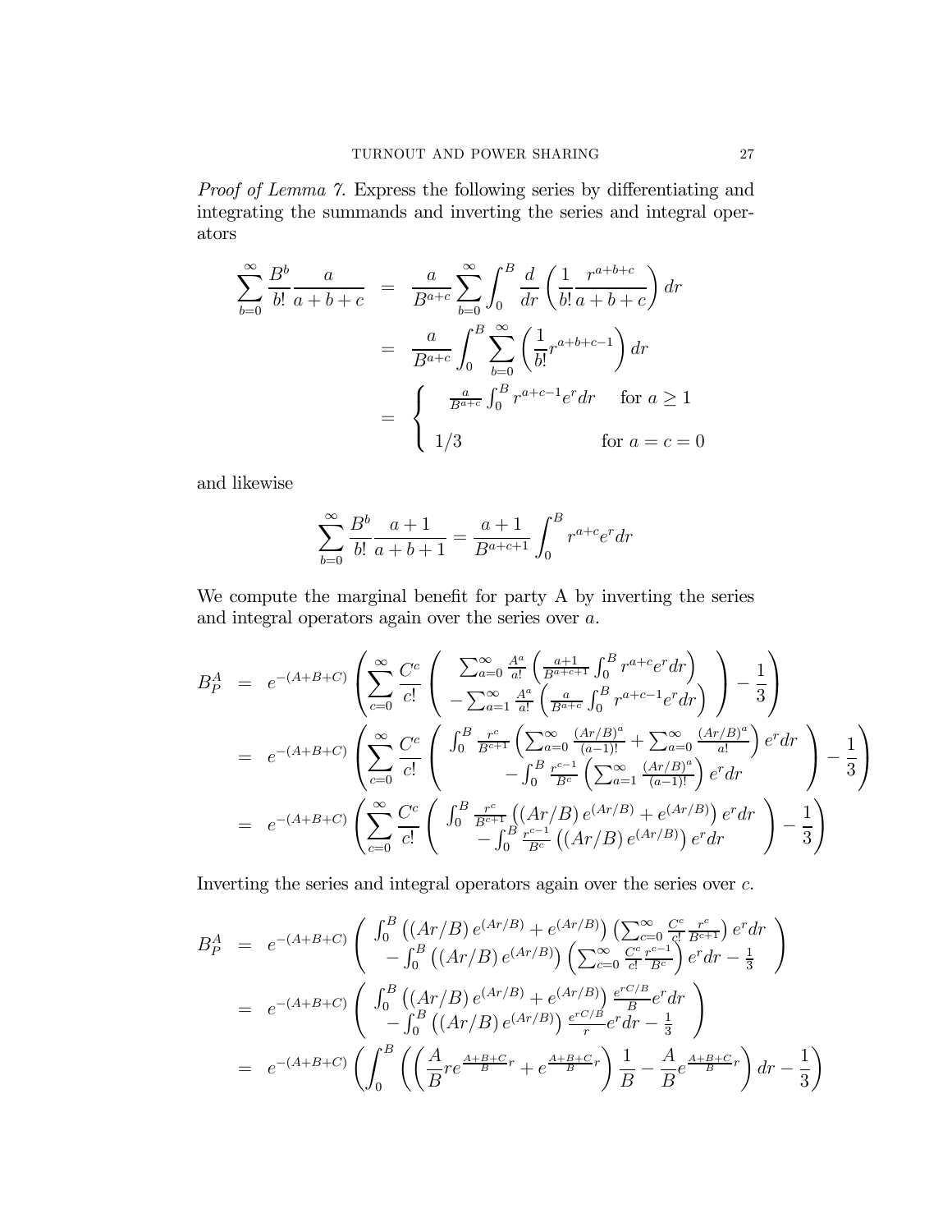*Proof of Lemma 7.* Express the following series by differentiating and integrating the summands and inverting the series and integral operators

$$
\begin{aligned}
\sum_{b=0}^{\infty} \frac{B^b}{b!}\frac{a}{a+b+c} &= \frac{a}{B^{a+c}}\sum_{b=0}^{\infty}\int_0^B \frac{d}{dr}\left(\frac{1}{b!}\frac{r^{a+b+c}}{a+b+c}\right)dr \\
&= \frac{a}{B^{a+c}}\int_0^B \sum_{b=0}^{\infty}\left(\frac{1}{b!}r^{a+b+c-1}\right)dr \\
&= \begin{cases} \frac{a}{B^{a+c}}\int_0^B r^{a+c-1}e^r dr & \text{for } a \geq 1 \\ 1/3 & \text{for } a = c = 0 \end{cases}
\end{aligned}
$$

and likewise

$$
\sum_{b=0}^{\infty} \frac{B^b}{b!}\frac{a+1}{a+b+1} = \frac{a+1}{B^{a+c+1}}\int_0^B r^{a+c}e^r dr
$$

We compute the marginal benefit for party A by inverting the series and integral operators again over the series over $a$.

$$
\begin{aligned}
B_P^A &= e^{-(A+B+C)}\left(\sum_{c=0}^{\infty}\frac{C^c}{c!}\left(\begin{array}{c} \sum_{a=0}^{\infty}\frac{A^a}{a!}\left(\frac{a+1}{B^{a+c+1}}\int_0^B r^{a+c}e^r dr\right) \\ -\sum_{a=1}^{\infty}\frac{A^a}{a!}\left(\frac{a}{B^{a+c}}\int_0^B r^{a+c-1}e^r dr\right)\end{array}\right)-\frac{1}{3}\right) \\
&= e^{-(A+B+C)}\left(\sum_{c=0}^{\infty}\frac{C^c}{c!}\left(\begin{array}{c} \int_0^B \frac{r^c}{B^{c+1}}\left(\sum_{a=0}^{\infty}\frac{(Ar/B)^a}{(a-1)!}+\sum_{a=0}^{\infty}\frac{(Ar/B)^a}{a!}\right)e^r dr \\ -\int_0^B \frac{r^{c-1}}{B^c}\left(\sum_{a=1}^{\infty}\frac{(Ar/B)^a}{(a-1)!}\right)e^r dr\end{array}\right)-\frac{1}{3}\right) \\
&= e^{-(A+B+C)}\left(\sum_{c=0}^{\infty}\frac{C^c}{c!}\left(\begin{array}{c} \int_0^B \frac{r^c}{B^{c+1}}\left((Ar/B)\,e^{(Ar/B)}+e^{(Ar/B)}\right)e^r dr \\ -\int_0^B \frac{r^{c-1}}{B^c}\left((Ar/B)\,e^{(Ar/B)}\right)e^r dr\end{array}\right)-\frac{1}{3}\right)
\end{aligned}
$$

Inverting the series and integral operators again over the series over $c$.

$$
\begin{aligned}
B_P^A &= e^{-(A+B+C)}\left(\begin{array}{c} \int_0^B \left((Ar/B)\,e^{(Ar/B)}+e^{(Ar/B)}\right)\left(\sum_{c=0}^{\infty}\frac{C^c}{c!}\frac{r^c}{B^{c+1}}\right)e^r dr \\ -\int_0^B \left((Ar/B)\,e^{(Ar/B)}\right)\left(\sum_{c=0}^{\infty}\frac{C^c}{c!}\frac{r^{c-1}}{B^c}\right)e^r dr - \frac{1}{3}\end{array}\right) \\
&= e^{-(A+B+C)}\left(\begin{array}{c} \int_0^B \left((Ar/B)\,e^{(Ar/B)}+e^{(Ar/B)}\right)\frac{e^{rC/B}}{B}e^r dr \\ -\int_0^B \left((Ar/B)\,e^{(Ar/B)}\right)\frac{e^{rC/B}}{r}e^r dr - \frac{1}{3}\end{array}\right) \\
&= e^{-(A+B+C)}\left(\int_0^B \left(\left(\frac{A}{B}re^{\frac{A+B+C}{B}r}+e^{\frac{A+B+C}{B}r}\right)\frac{1}{B}-\frac{A}{B}e^{\frac{A+B+C}{B}r}\right)dr-\frac{1}{3}\right)
\end{aligned}
$$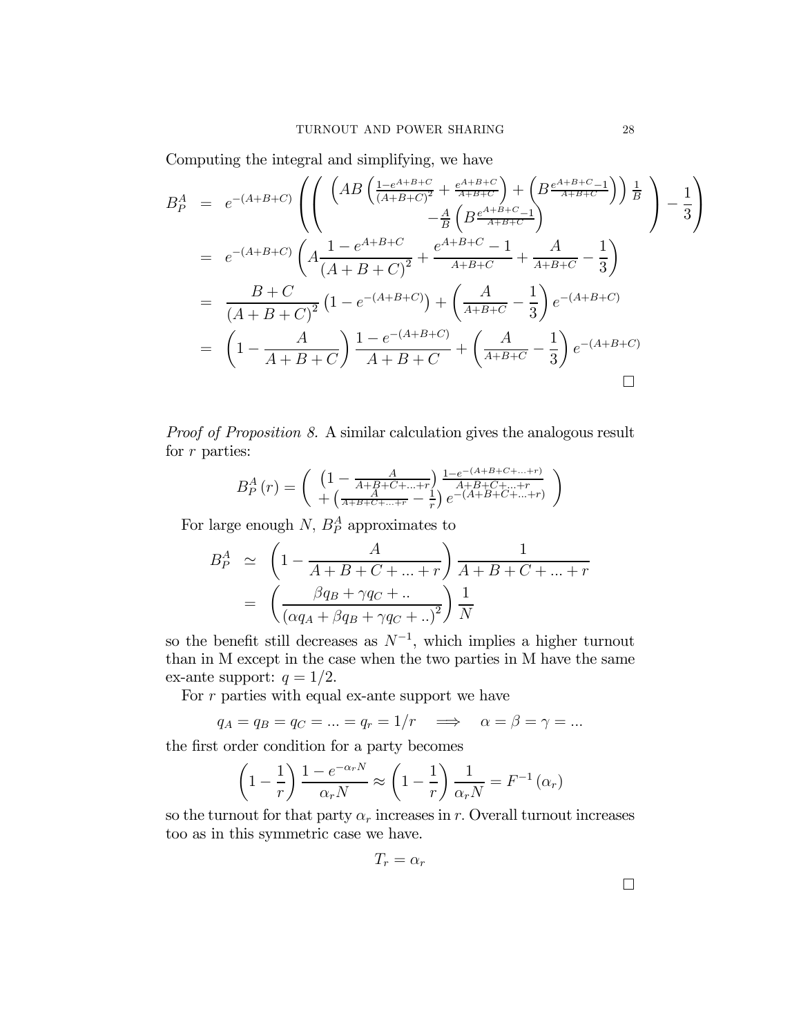Computing the integral and simplifying, we have

$$
\begin{aligned}
B_P^A &= e^{-(A+B+C)}\left(\left(\begin{array}{c}\left(AB\left(\frac{1-e^{A+B+C}}{(A+B+C)^2}+\frac{e^{A+B+C}}{A+B+C}\right)+\left(B\frac{e^{A+B+C}-1}{A+B+C}\right)\right)\frac{1}{B}\\ -\frac{A}{B}\left(B\frac{e^{A+B+C}-1}{A+B+C}\right)\end{array}\right)-\frac{1}{3}\right)\\
&= e^{-(A+B+C)}\left(A\frac{1-e^{A+B+C}}{(A+B+C)^2}+\frac{e^{A+B+C}-1}{A+B+C}+\frac{A}{A+B+C}-\frac{1}{3}\right)\\
&= \frac{B+C}{(A+B+C)^2}\left(1-e^{-(A+B+C)}\right)+\left(\frac{A}{A+B+C}-\frac{1}{3}\right)e^{-(A+B+C)}\\
&= \left(1-\frac{A}{A+B+C}\right)\frac{1-e^{-(A+B+C)}}{A+B+C}+\left(\frac{A}{A+B+C}-\frac{1}{3}\right)e^{-(A+B+C)}
\end{aligned}
$$

□

*Proof of Proposition 8.* A similar calculation gives the analogous result for $r$ parties:

$$
B_P^A(r)=\left(\begin{array}{c}\left(1-\frac{A}{A+B+C+...+r}\right)\frac{1-e^{-(A+B+C+...+r)}}{A+B+C+...+r}\\ +\left(\frac{A}{A+B+C+...+r}-\frac{1}{r}\right)e^{-(A+B+C+...+r)}\end{array}\right)
$$

For large enough $N$, $B_P^A$ approximates to

$$
\begin{aligned}
B_P^A &\simeq \left(1-\frac{A}{A+B+C+...+r}\right)\frac{1}{A+B+C+...+r}\\
&= \left(\frac{\beta q_B+\gamma q_C+..}{(\alpha q_A+\beta q_B+\gamma q_C+..)^2}\right)\frac{1}{N}
\end{aligned}
$$

so the benefit still decreases as $N^{-1}$, which implies a higher turnout than in M except in the case when the two parties in M have the same ex-ante support: $q=1/2$.

For $r$ parties with equal ex-ante support we have

$$
q_A=q_B=q_C=...=q_r=1/r \quad\Longrightarrow\quad \alpha=\beta=\gamma=...
$$

the first order condition for a party becomes

$$
\left(1-\frac{1}{r}\right)\frac{1-e^{-\alpha_r N}}{\alpha_r N}\approx\left(1-\frac{1}{r}\right)\frac{1}{\alpha_r N}=F^{-1}(\alpha_r)
$$

so the turnout for that party $\alpha_r$ increases in $r$. Overall turnout increases too as in this symmetric case we have.

$$
T_r=\alpha_r
$$

□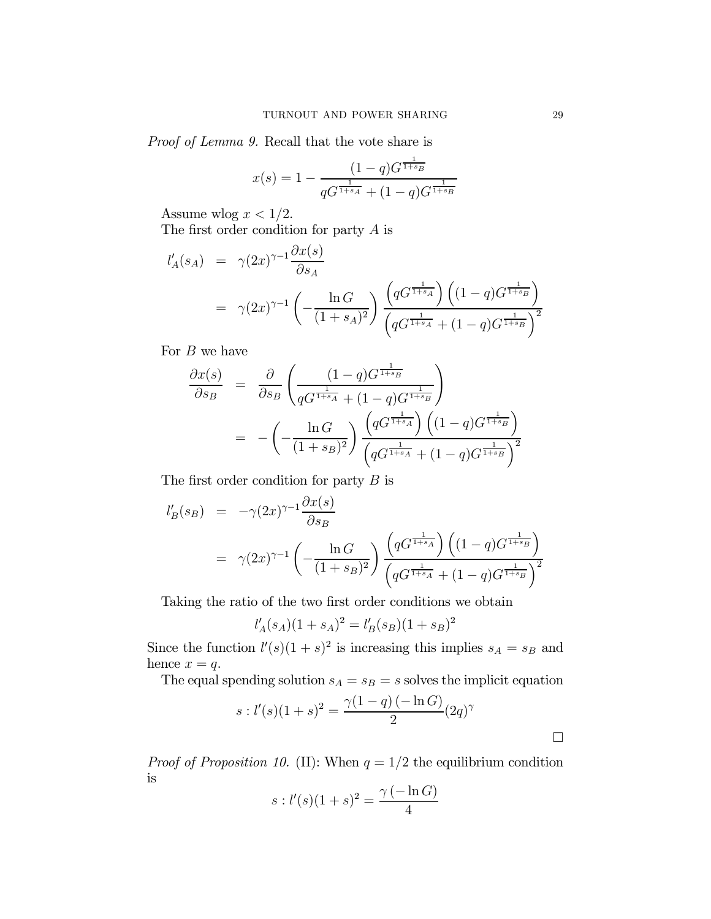*Proof of Lemma 9.* Recall that the vote share is

$$x(s) = 1 - \frac{(1-q)G^{\frac{1}{1+s_B}}}{qG^{\frac{1}{1+s_A}} + (1-q)G^{\frac{1}{1+s_B}}}$$

Assume wlog $x < 1/2$.

The first order condition for party $A$ is

$$\begin{aligned}
l'_A(s_A) &= \gamma(2x)^{\gamma-1}\frac{\partial x(s)}{\partial s_A} \\
&= \gamma(2x)^{\gamma-1}\left(-\frac{\ln G}{(1+s_A)^2}\right)\frac{\left(qG^{\frac{1}{1+s_A}}\right)\left((1-q)G^{\frac{1}{1+s_B}}\right)}{\left(qG^{\frac{1}{1+s_A}} + (1-q)G^{\frac{1}{1+s_B}}\right)^2}
\end{aligned}$$

For $B$ we have

$$\begin{aligned}
\frac{\partial x(s)}{\partial s_B} &= \frac{\partial}{\partial s_B}\left(\frac{(1-q)G^{\frac{1}{1+s_B}}}{qG^{\frac{1}{1+s_A}} + (1-q)G^{\frac{1}{1+s_B}}}\right) \\
&= -\left(-\frac{\ln G}{(1+s_B)^2}\right)\frac{\left(qG^{\frac{1}{1+s_A}}\right)\left((1-q)G^{\frac{1}{1+s_B}}\right)}{\left(qG^{\frac{1}{1+s_A}} + (1-q)G^{\frac{1}{1+s_B}}\right)^2}
\end{aligned}$$

The first order condition for party $B$ is

$$\begin{aligned}
l'_B(s_B) &= -\gamma(2x)^{\gamma-1}\frac{\partial x(s)}{\partial s_B} \\
&= \gamma(2x)^{\gamma-1}\left(-\frac{\ln G}{(1+s_B)^2}\right)\frac{\left(qG^{\frac{1}{1+s_A}}\right)\left((1-q)G^{\frac{1}{1+s_B}}\right)}{\left(qG^{\frac{1}{1+s_A}} + (1-q)G^{\frac{1}{1+s_B}}\right)^2}
\end{aligned}$$

Taking the ratio of the two first order conditions we obtain

$$l'_A(s_A)(1+s_A)^2 = l'_B(s_B)(1+s_B)^2$$

Since the function $l'(s)(1+s)^2$ is increasing this implies $s_A = s_B$ and hence $x = q$.

The equal spending solution $s_A = s_B = s$ solves the implicit equation

$$s : l'(s)(1+s)^2 = \frac{\gamma(1-q)\left(-\ln G\right)}{2}(2q)^{\gamma}$$

□

*Proof of Proposition 10.* (II): When $q = 1/2$ the equilibrium condition is

$$s : l'(s)(1+s)^2 = \frac{\gamma\left(-\ln G\right)}{4}$$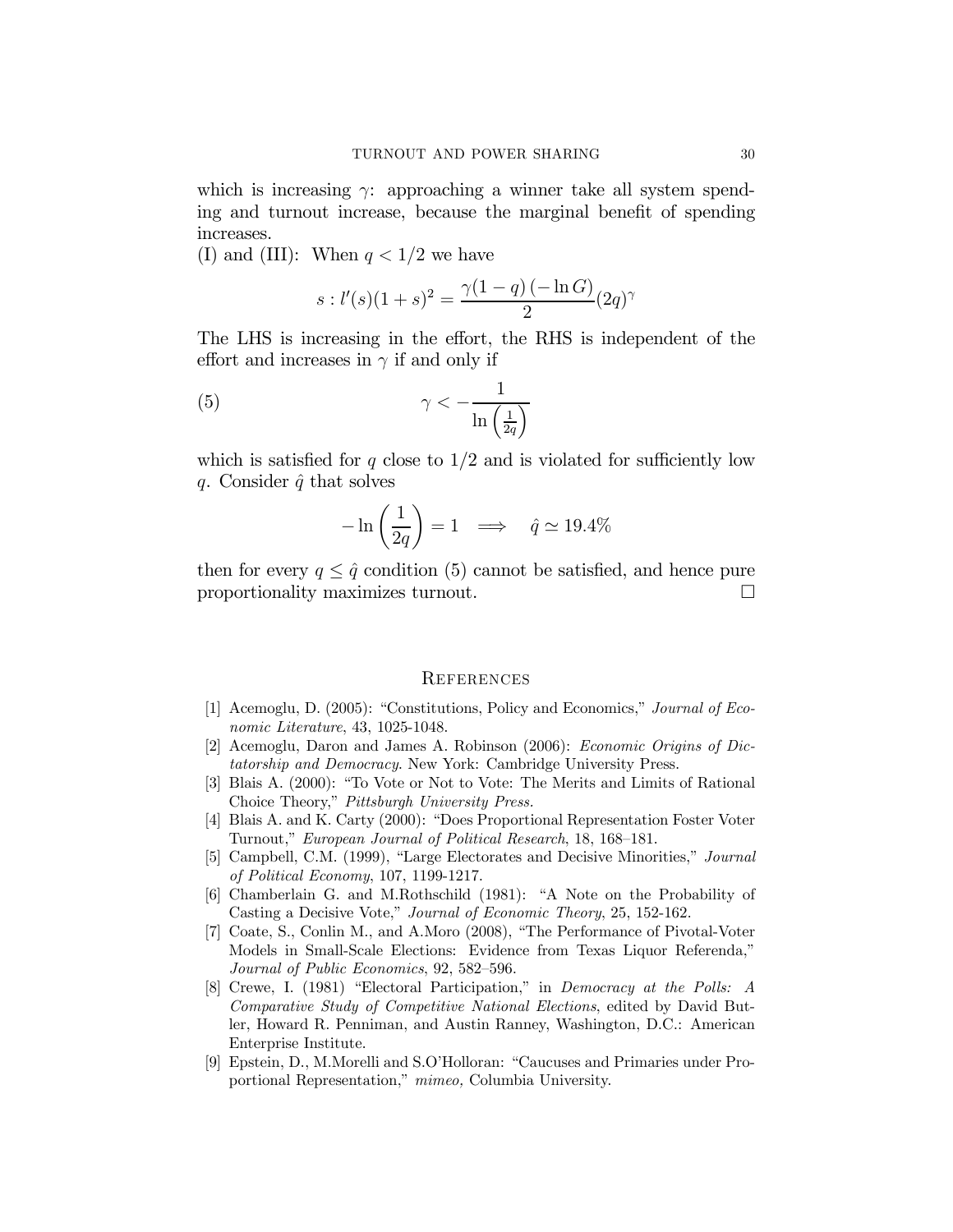which is increasing $\gamma$: approaching a winner take all system spending and turnout increase, because the marginal benefit of spending increases.

(I) and (III): When $q < 1/2$ we have

$$s : l'(s)(1+s)^2 = \frac{\gamma(1-q)(-\ln G)}{2}(2q)^\gamma$$

The LHS is increasing in the effort, the RHS is independent of the effort and increases in $\gamma$ if and only if

$$\gamma < -\frac{1}{\ln\left(\frac{1}{2q}\right)} \tag{5}$$

which is satisfied for $q$ close to $1/2$ and is violated for sufficiently low $q$. Consider $\hat{q}$ that solves

$$-\ln\left(\frac{1}{2q}\right) = 1 \quad \Longrightarrow \quad \hat{q} \simeq 19.4\%$$

then for every $q \leq \hat{q}$ condition (5) cannot be satisfied, and hence pure proportionality maximizes turnout. □

## References

[1] Acemoglu, D. (2005): "Constitutions, Policy and Economics," *Journal of Economic Literature*, 43, 1025-1048.

[2] Acemoglu, Daron and James A. Robinson (2006): *Economic Origins of Dictatorship and Democracy*. New York: Cambridge University Press.

[3] Blais A. (2000): "To Vote or Not to Vote: The Merits and Limits of Rational Choice Theory," *Pittsburgh University Press.*

[4] Blais A. and K. Carty (2000): "Does Proportional Representation Foster Voter Turnout," *European Journal of Political Research*, 18, 168–181.

[5] Campbell, C.M. (1999), "Large Electorates and Decisive Minorities," *Journal of Political Economy*, 107, 1199-1217.

[6] Chamberlain G. and M.Rothschild (1981): "A Note on the Probability of Casting a Decisive Vote," *Journal of Economic Theory*, 25, 152-162.

[7] Coate, S., Conlin M., and A.Moro (2008), "The Performance of Pivotal-Voter Models in Small-Scale Elections: Evidence from Texas Liquor Referenda," *Journal of Public Economics*, 92, 582–596.

[8] Crewe, I. (1981) "Electoral Participation," in *Democracy at the Polls: A Comparative Study of Competitive National Elections*, edited by David Butler, Howard R. Penniman, and Austin Ranney, Washington, D.C.: American Enterprise Institute.

[9] Epstein, D., M.Morelli and S.O'Holloran: "Caucuses and Primaries under Proportional Representation," *mimeo,* Columbia University.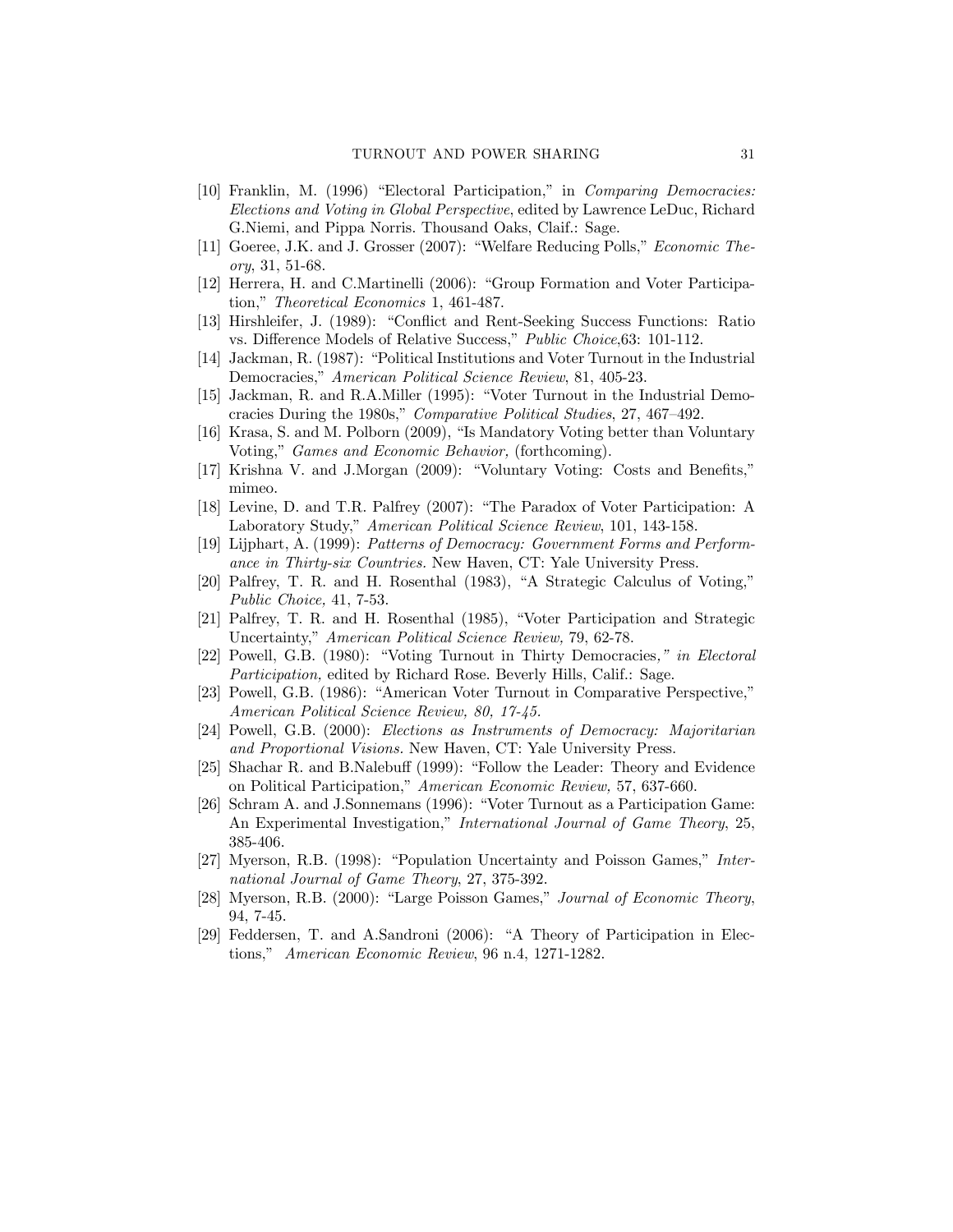[10] Franklin, M. (1996) "Electoral Participation," in *Comparing Democracies: Elections and Voting in Global Perspective*, edited by Lawrence LeDuc, Richard G.Niemi, and Pippa Norris. Thousand Oaks, Claif.: Sage.

[11] Goeree, J.K. and J. Grosser (2007): "Welfare Reducing Polls," *Economic Theory*, 31, 51-68.

[12] Herrera, H. and C.Martinelli (2006): "Group Formation and Voter Participation," *Theoretical Economics* 1, 461-487.

[13] Hirshleifer, J. (1989): "Conflict and Rent-Seeking Success Functions: Ratio vs. Difference Models of Relative Success," *Public Choice*,63: 101-112.

[14] Jackman, R. (1987): "Political Institutions and Voter Turnout in the Industrial Democracies," *American Political Science Review*, 81, 405-23.

[15] Jackman, R. and R.A.Miller (1995): "Voter Turnout in the Industrial Democracies During the 1980s," *Comparative Political Studies*, 27, 467–492.

[16] Krasa, S. and M. Polborn (2009), "Is Mandatory Voting better than Voluntary Voting," *Games and Economic Behavior,* (forthcoming).

[17] Krishna V. and J.Morgan (2009): "Voluntary Voting: Costs and Benefits," mimeo.

[18] Levine, D. and T.R. Palfrey (2007): "The Paradox of Voter Participation: A Laboratory Study," *American Political Science Review*, 101, 143-158.

[19] Lijphart, A. (1999): *Patterns of Democracy: Government Forms and Performance in Thirty-six Countries.* New Haven, CT: Yale University Press.

[20] Palfrey, T. R. and H. Rosenthal (1983), "A Strategic Calculus of Voting," *Public Choice,* 41, 7-53.

[21] Palfrey, T. R. and H. Rosenthal (1985), "Voter Participation and Strategic Uncertainty," *American Political Science Review,* 79, 62-78.

[22] Powell, G.B. (1980): "Voting Turnout in Thirty Democracies," in *Electoral Participation,* edited by Richard Rose. Beverly Hills, Calif.: Sage.

[23] Powell, G.B. (1986): "American Voter Turnout in Comparative Perspective," *American Political Science Review, 80, 17-45.*

[24] Powell, G.B. (2000): *Elections as Instruments of Democracy: Majoritarian and Proportional Visions.* New Haven, CT: Yale University Press.

[25] Shachar R. and B.Nalebuff (1999): "Follow the Leader: Theory and Evidence on Political Participation," *American Economic Review,* 57, 637-660.

[26] Schram A. and J.Sonnemans (1996): "Voter Turnout as a Participation Game: An Experimental Investigation," *International Journal of Game Theory*, 25, 385-406.

[27] Myerson, R.B. (1998): "Population Uncertainty and Poisson Games," *International Journal of Game Theory*, 27, 375-392.

[28] Myerson, R.B. (2000): "Large Poisson Games," *Journal of Economic Theory*, 94, 7-45.

[29] Feddersen, T. and A.Sandroni (2006): "A Theory of Participation in Elections," *American Economic Review*, 96 n.4, 1271-1282.